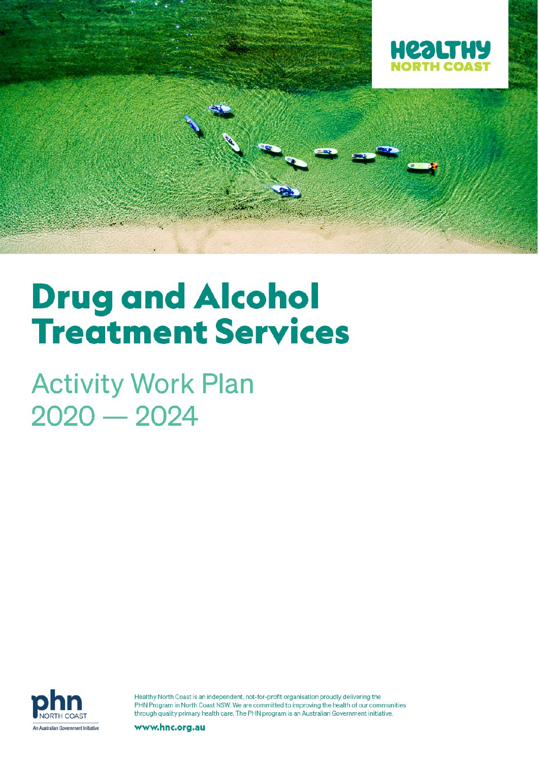HEALTHY NORTH COAST

# Drug and Alcohol Treatment Services

## Activity Work Plan 2020 — 2024

phn NORTH COAST

An Australian Government Initiative

Healthy North Coast is an independent, not-for-profit organisation proudly delivering the PHN Program in North Coast NSW. We are committed to improving the health of our communities through quality primary health care. The PHN program is an Australian Government initiative.

**www.hnc.org.au**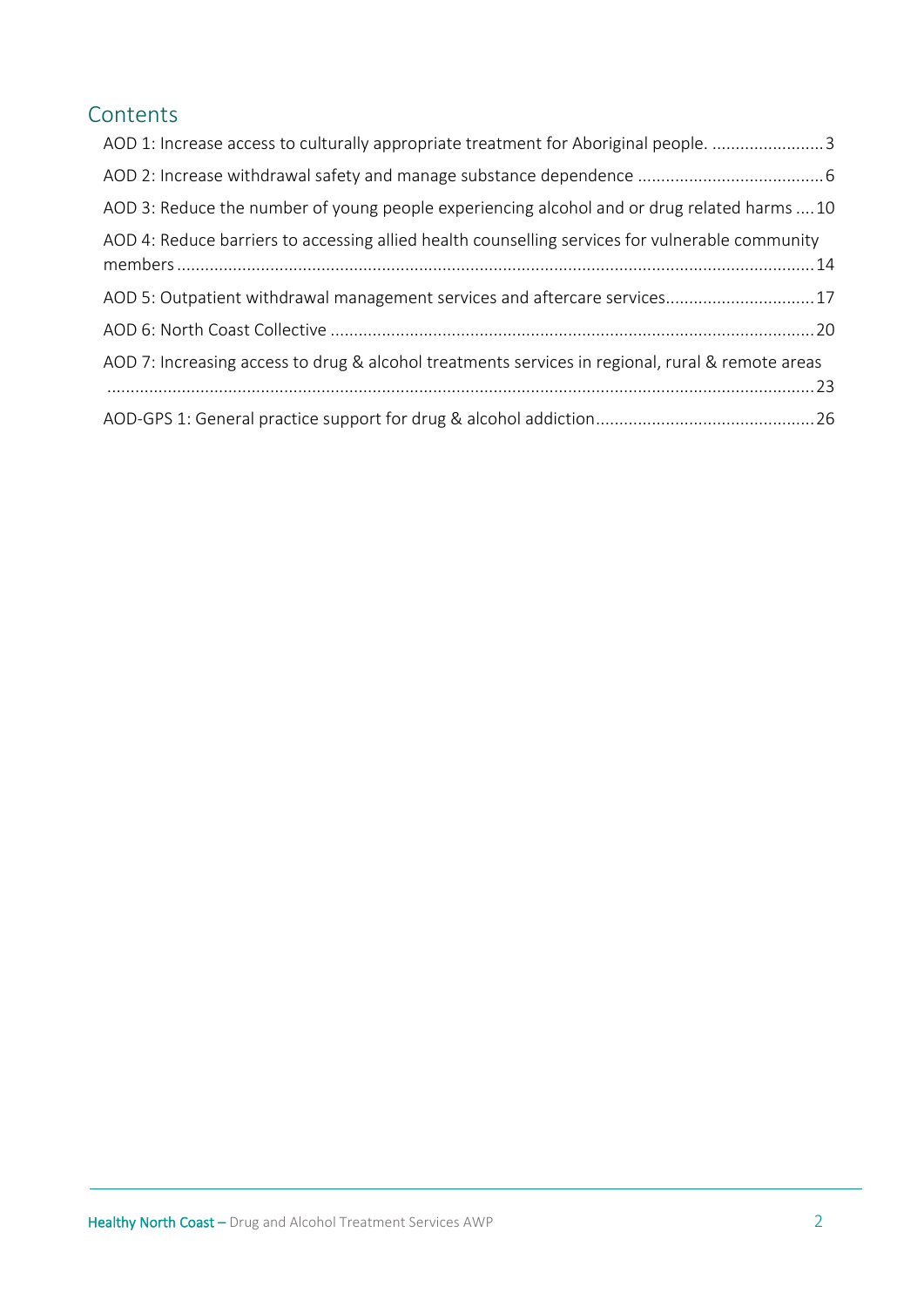## Contents

AOD 1: Increase access to culturally appropriate treatment for Aboriginal people. ........................ 3

AOD 2: Increase withdrawal safety and manage substance dependence ........................................ 6

AOD 3: Reduce the number of young people experiencing alcohol and or drug related harms .... 10

AOD 4: Reduce barriers to accessing allied health counselling services for vulnerable community members ........................................................................................................................................ 14

AOD 5: Outpatient withdrawal management services and aftercare services................................ 17

AOD 6: North Coast Collective ....................................................................................................... 20

AOD 7: Increasing access to drug & alcohol treatments services in regional, rural & remote areas ....................................................................................................................................................... 23

AOD-GPS 1: General practice support for drug & alcohol addiction............................................... 26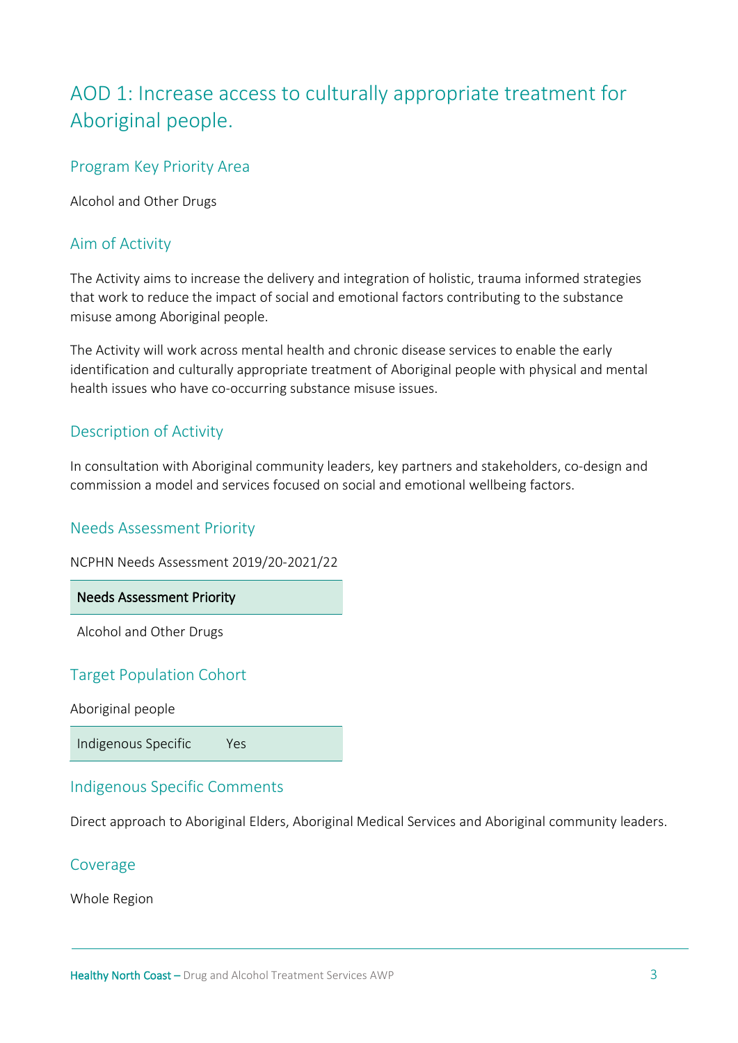# AOD 1: Increase access to culturally appropriate treatment for Aboriginal people.

## Program Key Priority Area

Alcohol and Other Drugs

## Aim of Activity

The Activity aims to increase the delivery and integration of holistic, trauma informed strategies that work to reduce the impact of social and emotional factors contributing to the substance misuse among Aboriginal people.

The Activity will work across mental health and chronic disease services to enable the early identification and culturally appropriate treatment of Aboriginal people with physical and mental health issues who have co-occurring substance misuse issues.

## Description of Activity

In consultation with Aboriginal community leaders, key partners and stakeholders, co-design and commission a model and services focused on social and emotional wellbeing factors.

## Needs Assessment Priority

NCPHN Needs Assessment 2019/20-2021/22

| Needs Assessment Priority |
| --- |
| Alcohol and Other Drugs |

## Target Population Cohort

Aboriginal people

| Indigenous Specific | Yes |
| --- | --- |

## Indigenous Specific Comments

Direct approach to Aboriginal Elders, Aboriginal Medical Services and Aboriginal community leaders.

## Coverage

Whole Region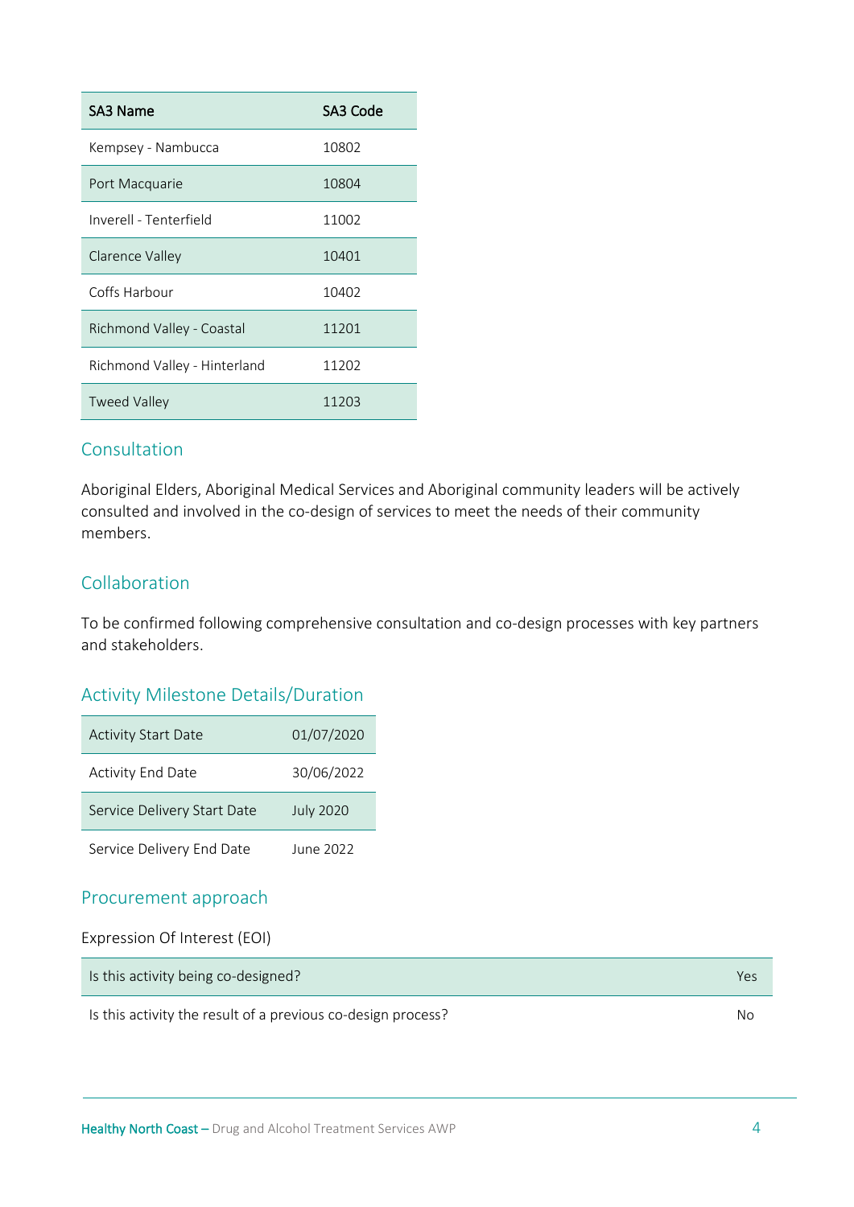| SA3 Name | SA3 Code |
|---|---|
| Kempsey - Nambucca | 10802 |
| Port Macquarie | 10804 |
| Inverell - Tenterfield | 11002 |
| Clarence Valley | 10401 |
| Coffs Harbour | 10402 |
| Richmond Valley - Coastal | 11201 |
| Richmond Valley - Hinterland | 11202 |
| Tweed Valley | 11203 |

## Consultation

Aboriginal Elders, Aboriginal Medical Services and Aboriginal community leaders will be actively consulted and involved in the co-design of services to meet the needs of their community members.

## Collaboration

To be confirmed following comprehensive consultation and co-design processes with key partners and stakeholders.

## Activity Milestone Details/Duration

| | |
|---|---|
| Activity Start Date | 01/07/2020 |
| Activity End Date | 30/06/2022 |
| Service Delivery Start Date | July 2020 |
| Service Delivery End Date | June 2022 |

## Procurement approach

Expression Of Interest (EOI)

| | |
|---|---|
| Is this activity being co-designed? | Yes |
| Is this activity the result of a previous co-design process? | No |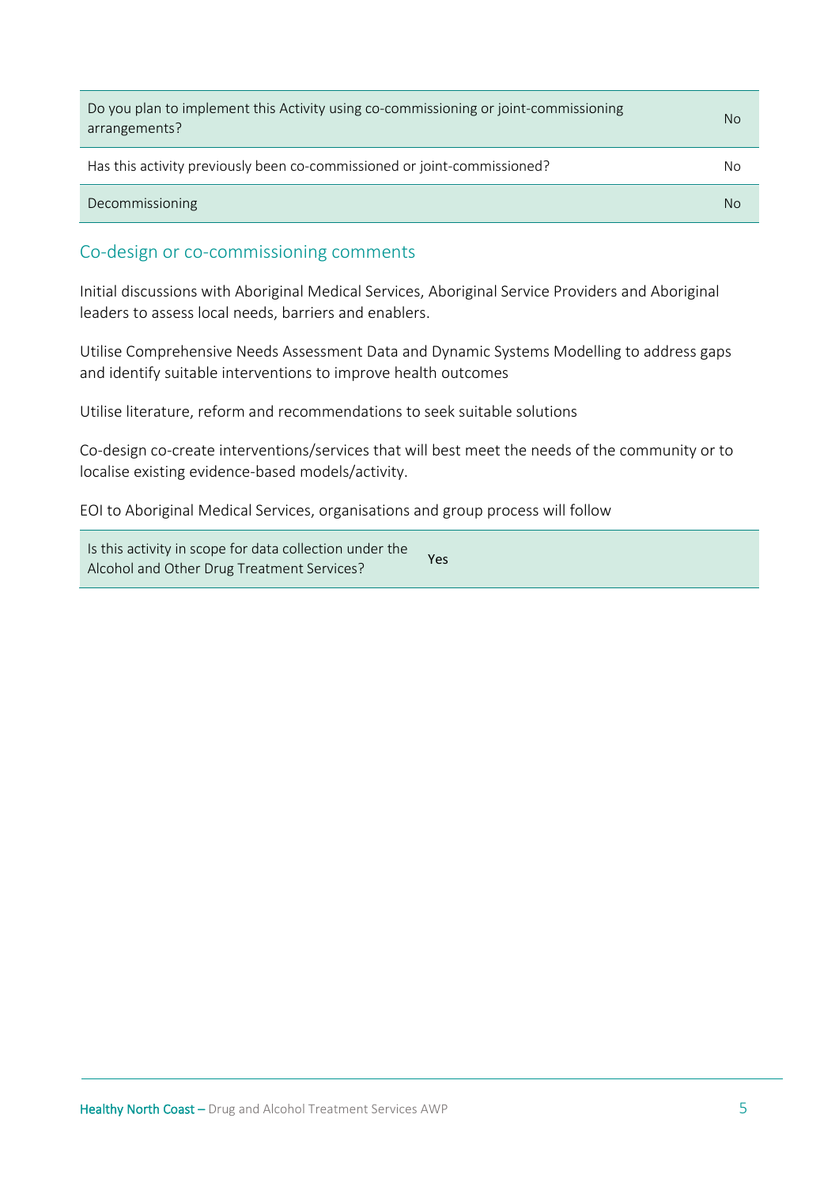| | |
|---|---|
| Do you plan to implement this Activity using co-commissioning or joint-commissioning arrangements? | No |
| Has this activity previously been co-commissioned or joint-commissioned? | No |
| Decommissioning | No |

## Co-design or co-commissioning comments

Initial discussions with Aboriginal Medical Services, Aboriginal Service Providers and Aboriginal leaders to assess local needs, barriers and enablers.

Utilise Comprehensive Needs Assessment Data and Dynamic Systems Modelling to address gaps and identify suitable interventions to improve health outcomes

Utilise literature, reform and recommendations to seek suitable solutions

Co-design co-create interventions/services that will best meet the needs of the community or to localise existing evidence-based models/activity.

EOI to Aboriginal Medical Services, organisations and group process will follow

| | |
|---|---|
| Is this activity in scope for data collection under the Alcohol and Other Drug Treatment Services? | Yes |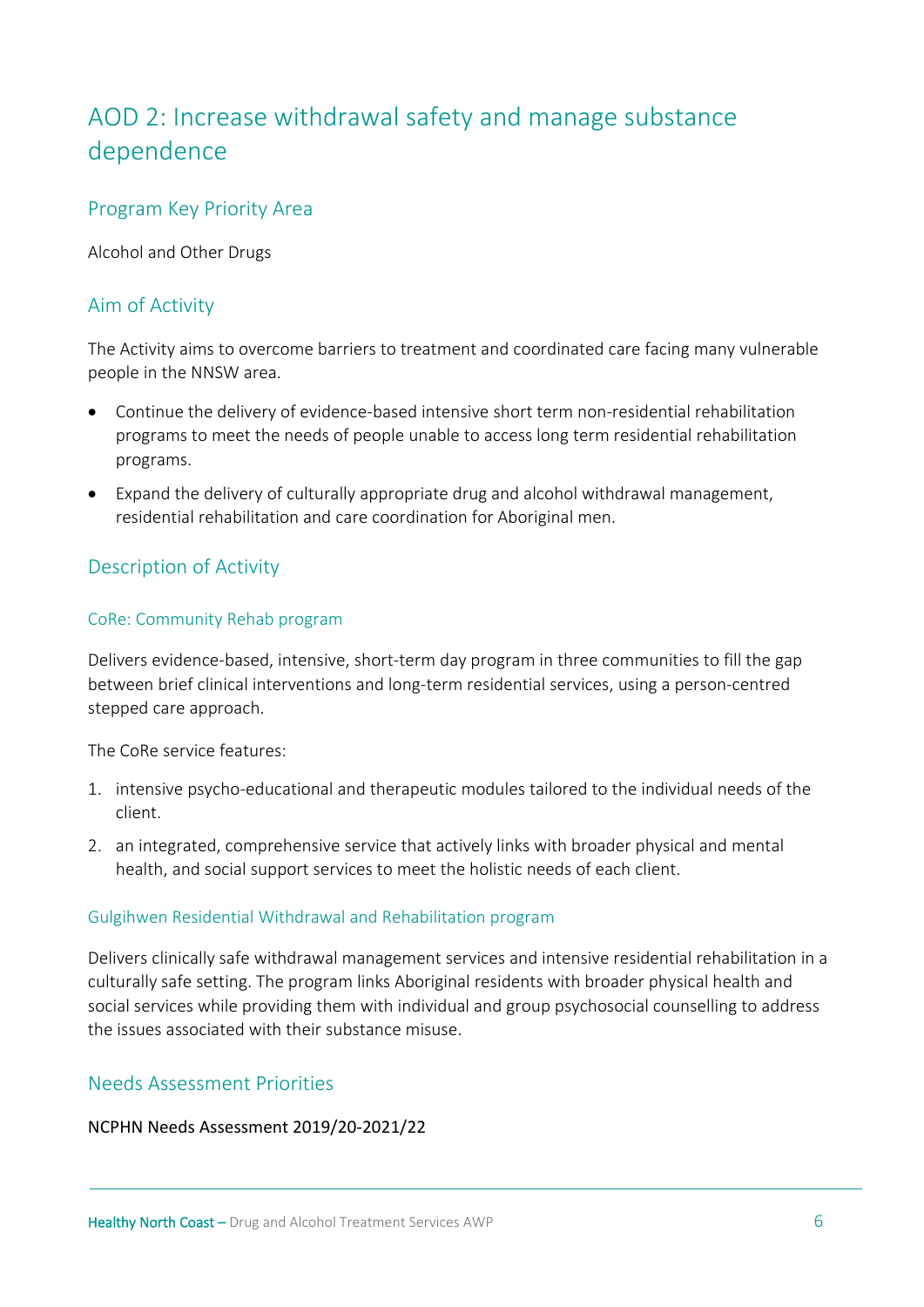# AOD 2: Increase withdrawal safety and manage substance dependence

## Program Key Priority Area

Alcohol and Other Drugs

## Aim of Activity

The Activity aims to overcome barriers to treatment and coordinated care facing many vulnerable people in the NNSW area.

- Continue the delivery of evidence-based intensive short term non-residential rehabilitation programs to meet the needs of people unable to access long term residential rehabilitation programs.
- Expand the delivery of culturally appropriate drug and alcohol withdrawal management, residential rehabilitation and care coordination for Aboriginal men.

## Description of Activity

### CoRe: Community Rehab program

Delivers evidence-based, intensive, short-term day program in three communities to fill the gap between brief clinical interventions and long-term residential services, using a person-centred stepped care approach.

The CoRe service features:

1. intensive psycho-educational and therapeutic modules tailored to the individual needs of the client.
2. an integrated, comprehensive service that actively links with broader physical and mental health, and social support services to meet the holistic needs of each client.

### Gulgihwen Residential Withdrawal and Rehabilitation program

Delivers clinically safe withdrawal management services and intensive residential rehabilitation in a culturally safe setting. The program links Aboriginal residents with broader physical health and social services while providing them with individual and group psychosocial counselling to address the issues associated with their substance misuse.

## Needs Assessment Priorities

NCPHN Needs Assessment 2019/20-2021/22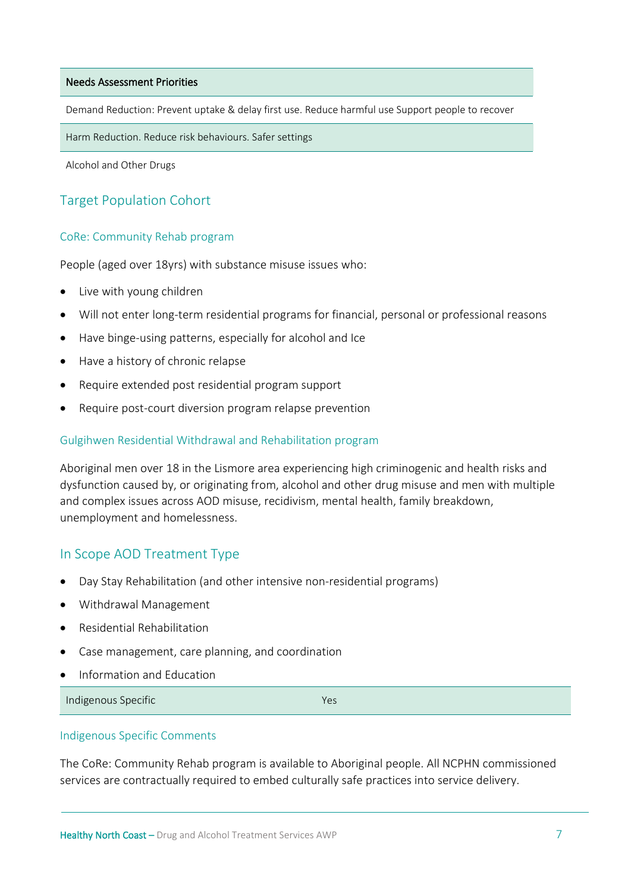| Needs Assessment Priorities |
| --- |
| Demand Reduction: Prevent uptake & delay first use. Reduce harmful use Support people to recover |
| Harm Reduction. Reduce risk behaviours. Safer settings |
| Alcohol and Other Drugs |

## Target Population Cohort

### CoRe: Community Rehab program

People (aged over 18yrs) with substance misuse issues who:

- Live with young children
- Will not enter long-term residential programs for financial, personal or professional reasons
- Have binge-using patterns, especially for alcohol and Ice
- Have a history of chronic relapse
- Require extended post residential program support
- Require post-court diversion program relapse prevention

### Gulgihwen Residential Withdrawal and Rehabilitation program

Aboriginal men over 18 in the Lismore area experiencing high criminogenic and health risks and dysfunction caused by, or originating from, alcohol and other drug misuse and men with multiple and complex issues across AOD misuse, recidivism, mental health, family breakdown, unemployment and homelessness.

## In Scope AOD Treatment Type

- Day Stay Rehabilitation (and other intensive non-residential programs)
- Withdrawal Management
- Residential Rehabilitation
- Case management, care planning, and coordination
- Information and Education

| Indigenous Specific | Yes |
| --- | --- |

### Indigenous Specific Comments

The CoRe: Community Rehab program is available to Aboriginal people. All NCPHN commissioned services are contractually required to embed culturally safe practices into service delivery.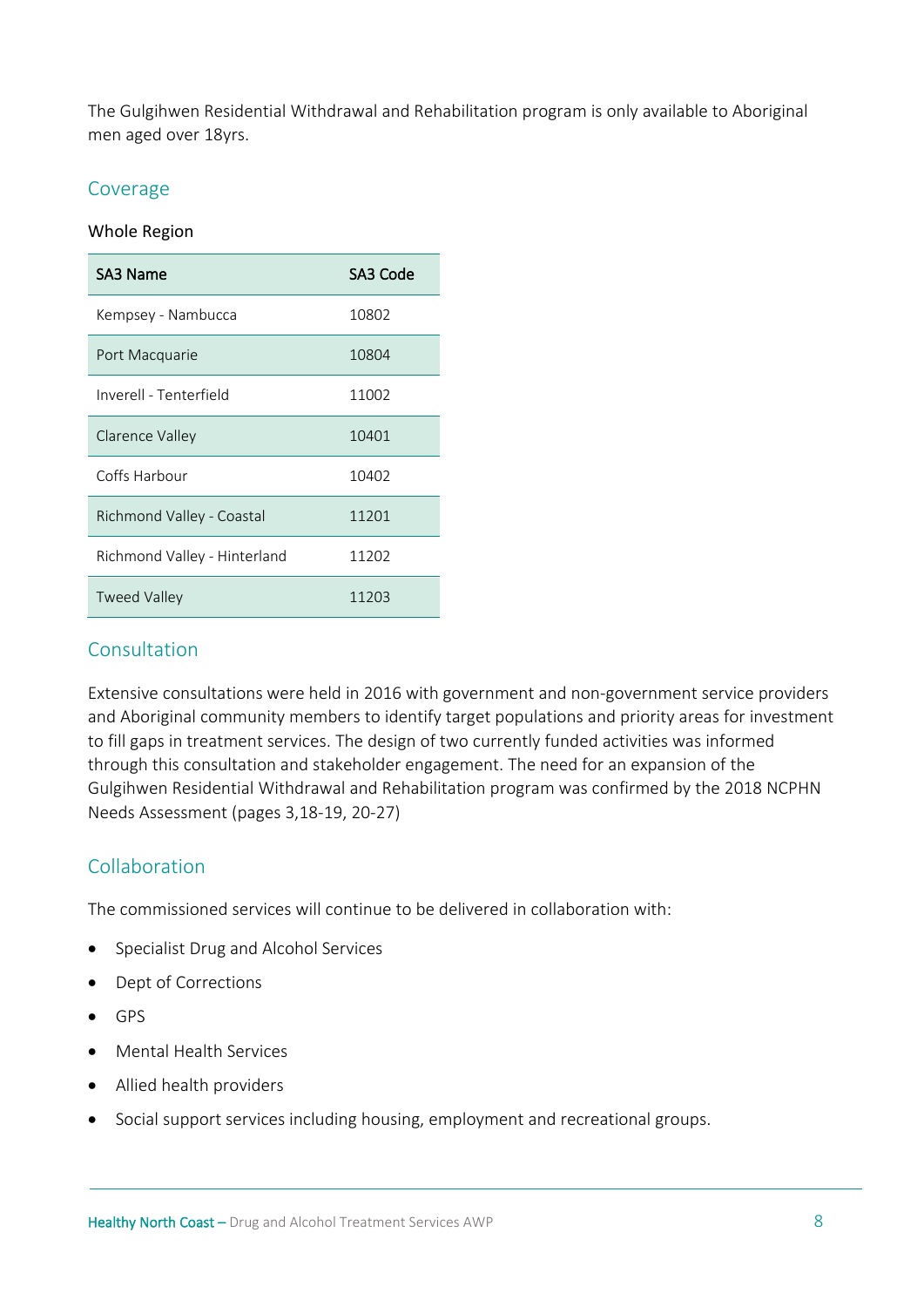The Gulgihwen Residential Withdrawal and Rehabilitation program is only available to Aboriginal men aged over 18yrs.

## Coverage

Whole Region

| SA3 Name | SA3 Code |
| --- | --- |
| Kempsey - Nambucca | 10802 |
| Port Macquarie | 10804 |
| Inverell - Tenterfield | 11002 |
| Clarence Valley | 10401 |
| Coffs Harbour | 10402 |
| Richmond Valley - Coastal | 11201 |
| Richmond Valley - Hinterland | 11202 |
| Tweed Valley | 11203 |

## Consultation

Extensive consultations were held in 2016 with government and non-government service providers and Aboriginal community members to identify target populations and priority areas for investment to fill gaps in treatment services. The design of two currently funded activities was informed through this consultation and stakeholder engagement. The need for an expansion of the Gulgihwen Residential Withdrawal and Rehabilitation program was confirmed by the 2018 NCPHN Needs Assessment (pages 3,18-19, 20-27)

## Collaboration

The commissioned services will continue to be delivered in collaboration with:

- Specialist Drug and Alcohol Services
- Dept of Corrections
- GPS
- Mental Health Services
- Allied health providers
- Social support services including housing, employment and recreational groups.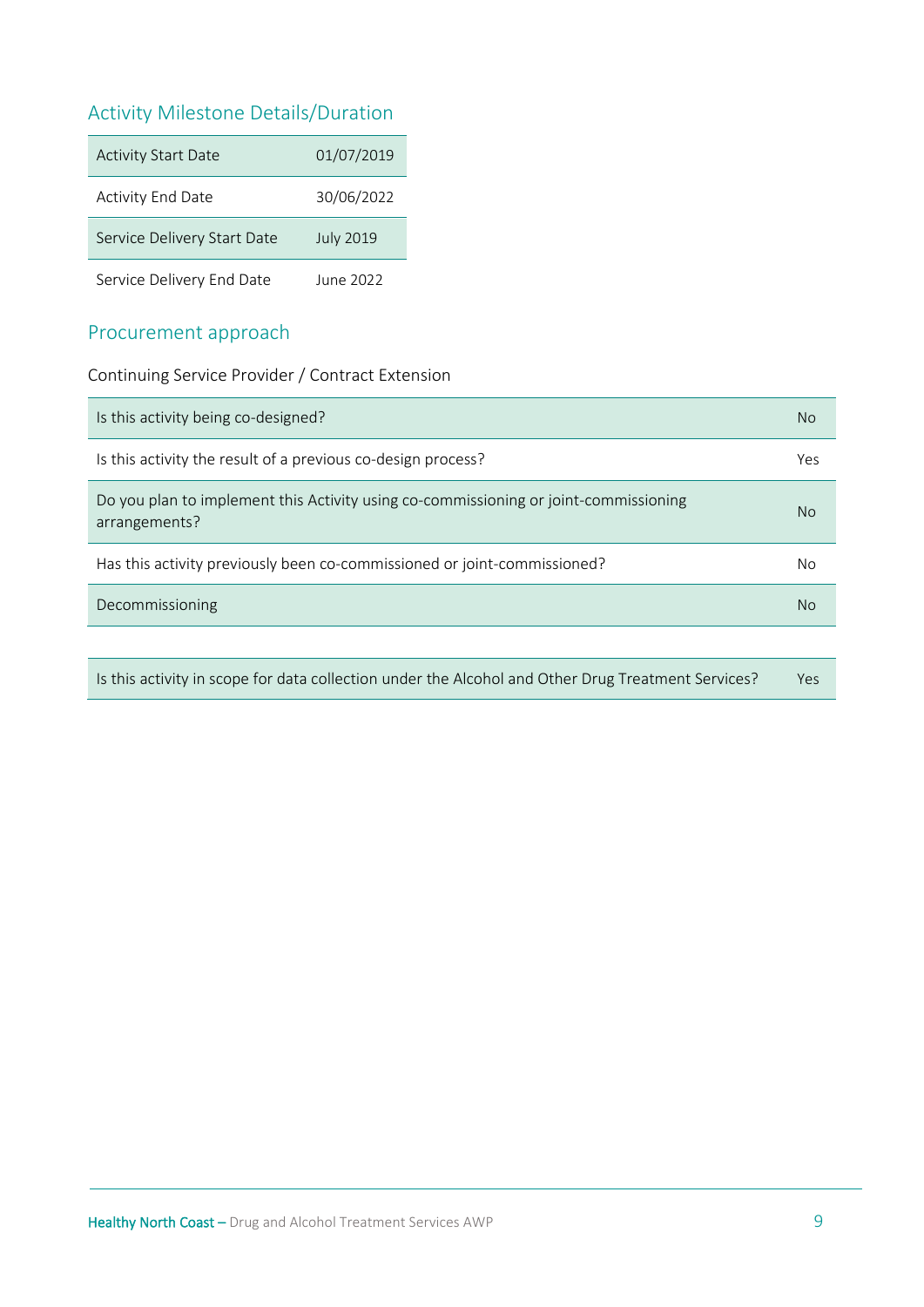## Activity Milestone Details/Duration

| | |
|---|---|
| Activity Start Date | 01/07/2019 |
| Activity End Date | 30/06/2022 |
| Service Delivery Start Date | July 2019 |
| Service Delivery End Date | June 2022 |

## Procurement approach

Continuing Service Provider / Contract Extension

| | |
|---|---|
| Is this activity being co-designed? | No |
| Is this activity the result of a previous co-design process? | Yes |
| Do you plan to implement this Activity using co-commissioning or joint-commissioning arrangements? | No |
| Has this activity previously been co-commissioned or joint-commissioned? | No |
| Decommissioning | No |

| | |
|---|---|
| Is this activity in scope for data collection under the Alcohol and Other Drug Treatment Services? | Yes |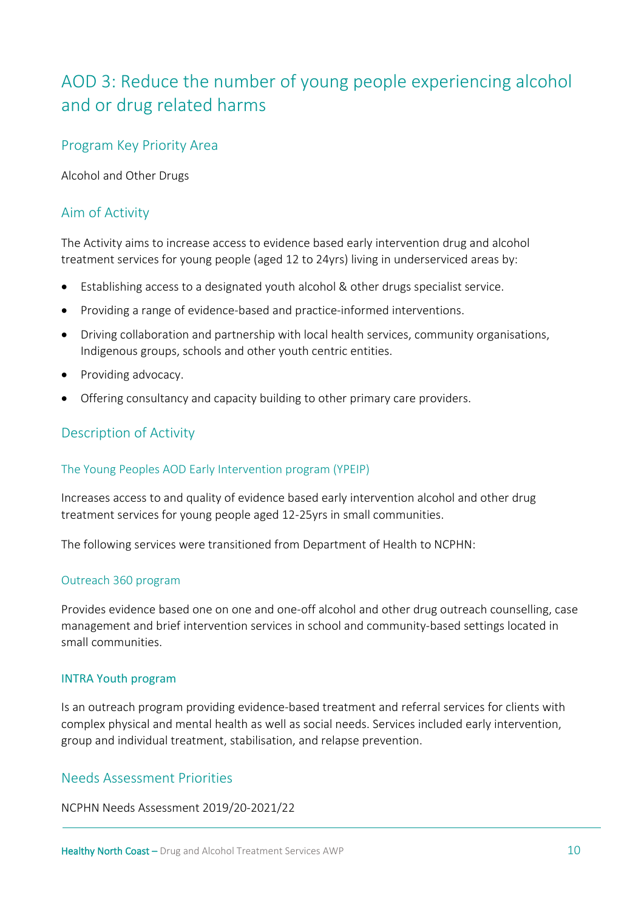# AOD 3: Reduce the number of young people experiencing alcohol and or drug related harms

## Program Key Priority Area

Alcohol and Other Drugs

## Aim of Activity

The Activity aims to increase access to evidence based early intervention drug and alcohol treatment services for young people (aged 12 to 24yrs) living in underserviced areas by:

- Establishing access to a designated youth alcohol & other drugs specialist service.
- Providing a range of evidence-based and practice-informed interventions.
- Driving collaboration and partnership with local health services, community organisations, Indigenous groups, schools and other youth centric entities.
- Providing advocacy.
- Offering consultancy and capacity building to other primary care providers.

## Description of Activity

### The Young Peoples AOD Early Intervention program (YPEIP)

Increases access to and quality of evidence based early intervention alcohol and other drug treatment services for young people aged 12-25yrs in small communities.

The following services were transitioned from Department of Health to NCPHN:

### Outreach 360 program

Provides evidence based one on one and one-off alcohol and other drug outreach counselling, case management and brief intervention services in school and community-based settings located in small communities.

### INTRA Youth program

Is an outreach program providing evidence-based treatment and referral services for clients with complex physical and mental health as well as social needs. Services included early intervention, group and individual treatment, stabilisation, and relapse prevention.

## Needs Assessment Priorities

NCPHN Needs Assessment 2019/20-2021/22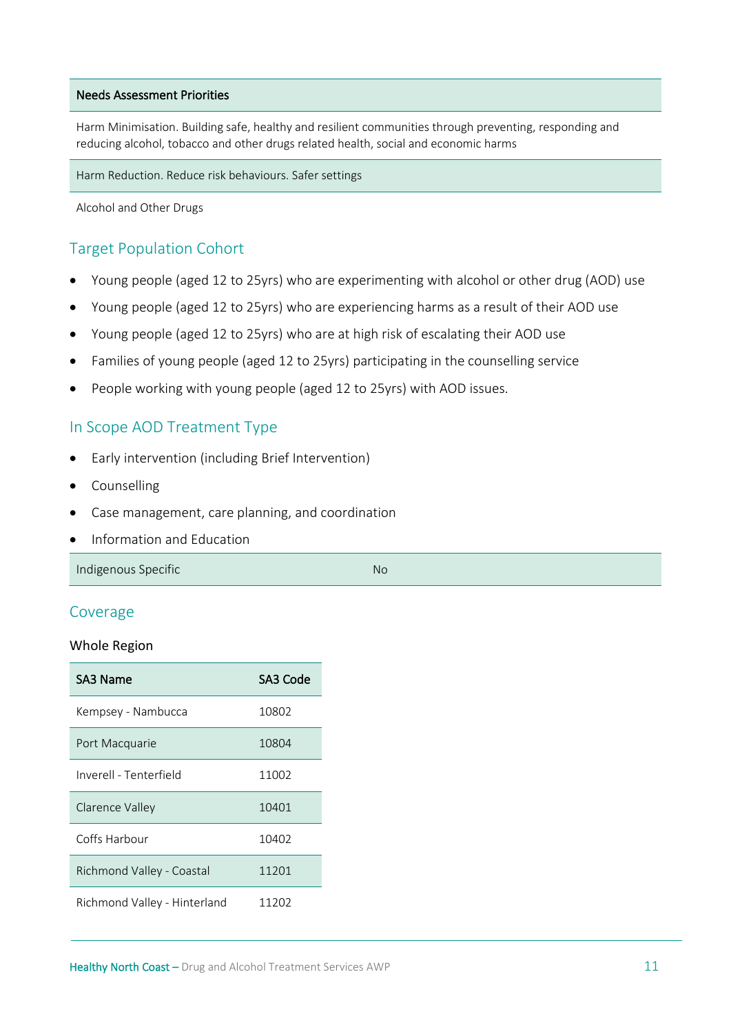| Needs Assessment Priorities |
| --- |
| Harm Minimisation. Building safe, healthy and resilient communities through preventing, responding and reducing alcohol, tobacco and other drugs related health, social and economic harms |
| Harm Reduction. Reduce risk behaviours. Safer settings |
| Alcohol and Other Drugs |

## Target Population Cohort

- Young people (aged 12 to 25yrs) who are experimenting with alcohol or other drug (AOD) use
- Young people (aged 12 to 25yrs) who are experiencing harms as a result of their AOD use
- Young people (aged 12 to 25yrs) who are at high risk of escalating their AOD use
- Families of young people (aged 12 to 25yrs) participating in the counselling service
- People working with young people (aged 12 to 25yrs) with AOD issues.

## In Scope AOD Treatment Type

- Early intervention (including Brief Intervention)
- Counselling
- Case management, care planning, and coordination
- Information and Education

| Indigenous Specific | No |
| --- | --- |

## Coverage

Whole Region

| SA3 Name | SA3 Code |
| --- | --- |
| Kempsey - Nambucca | 10802 |
| Port Macquarie | 10804 |
| Inverell - Tenterfield | 11002 |
| Clarence Valley | 10401 |
| Coffs Harbour | 10402 |
| Richmond Valley - Coastal | 11201 |
| Richmond Valley - Hinterland | 11202 |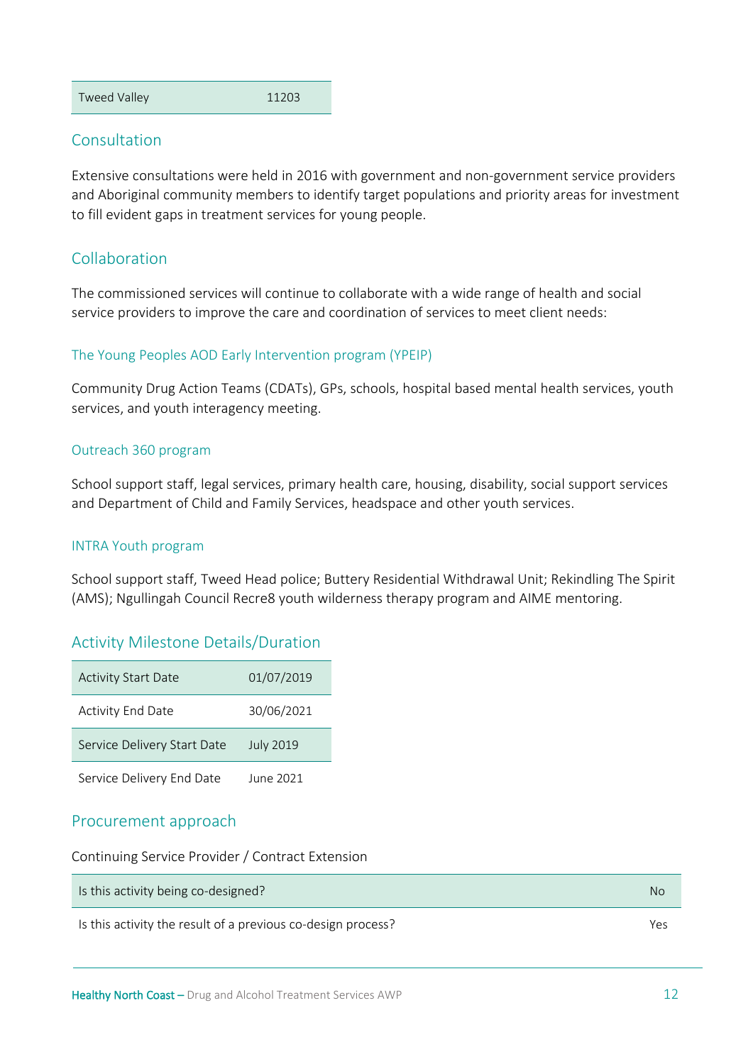| Tweed Valley | 11203 |
|---|---|

## Consultation

Extensive consultations were held in 2016 with government and non-government service providers and Aboriginal community members to identify target populations and priority areas for investment to fill evident gaps in treatment services for young people.

## Collaboration

The commissioned services will continue to collaborate with a wide range of health and social service providers to improve the care and coordination of services to meet client needs:

### The Young Peoples AOD Early Intervention program (YPEIP)

Community Drug Action Teams (CDATs), GPs, schools, hospital based mental health services, youth services, and youth interagency meeting.

### Outreach 360 program

School support staff, legal services, primary health care, housing, disability, social support services and Department of Child and Family Services, headspace and other youth services.

### INTRA Youth program

School support staff, Tweed Head police; Buttery Residential Withdrawal Unit; Rekindling The Spirit (AMS); Ngullingah Council Recre8 youth wilderness therapy program and AIME mentoring.

## Activity Milestone Details/Duration

| Activity Start Date | 01/07/2019 |
|---|---|
| Activity End Date | 30/06/2021 |
| Service Delivery Start Date | July 2019 |
| Service Delivery End Date | June 2021 |

## Procurement approach

Continuing Service Provider / Contract Extension

| Is this activity being co-designed? | No |
|---|---|
| Is this activity the result of a previous co-design process? | Yes |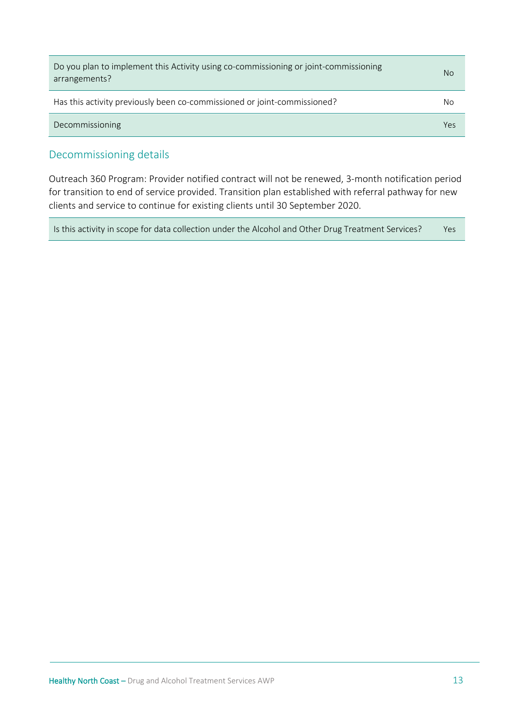| | |
|---|---|
| Do you plan to implement this Activity using co-commissioning or joint-commissioning arrangements? | No |
| Has this activity previously been co-commissioned or joint-commissioned? | No |
| Decommissioning | Yes |

## Decommissioning details

Outreach 360 Program: Provider notified contract will not be renewed, 3-month notification period for transition to end of service provided. Transition plan established with referral pathway for new clients and service to continue for existing clients until 30 September 2020.

| | |
|---|---|
| Is this activity in scope for data collection under the Alcohol and Other Drug Treatment Services? | Yes |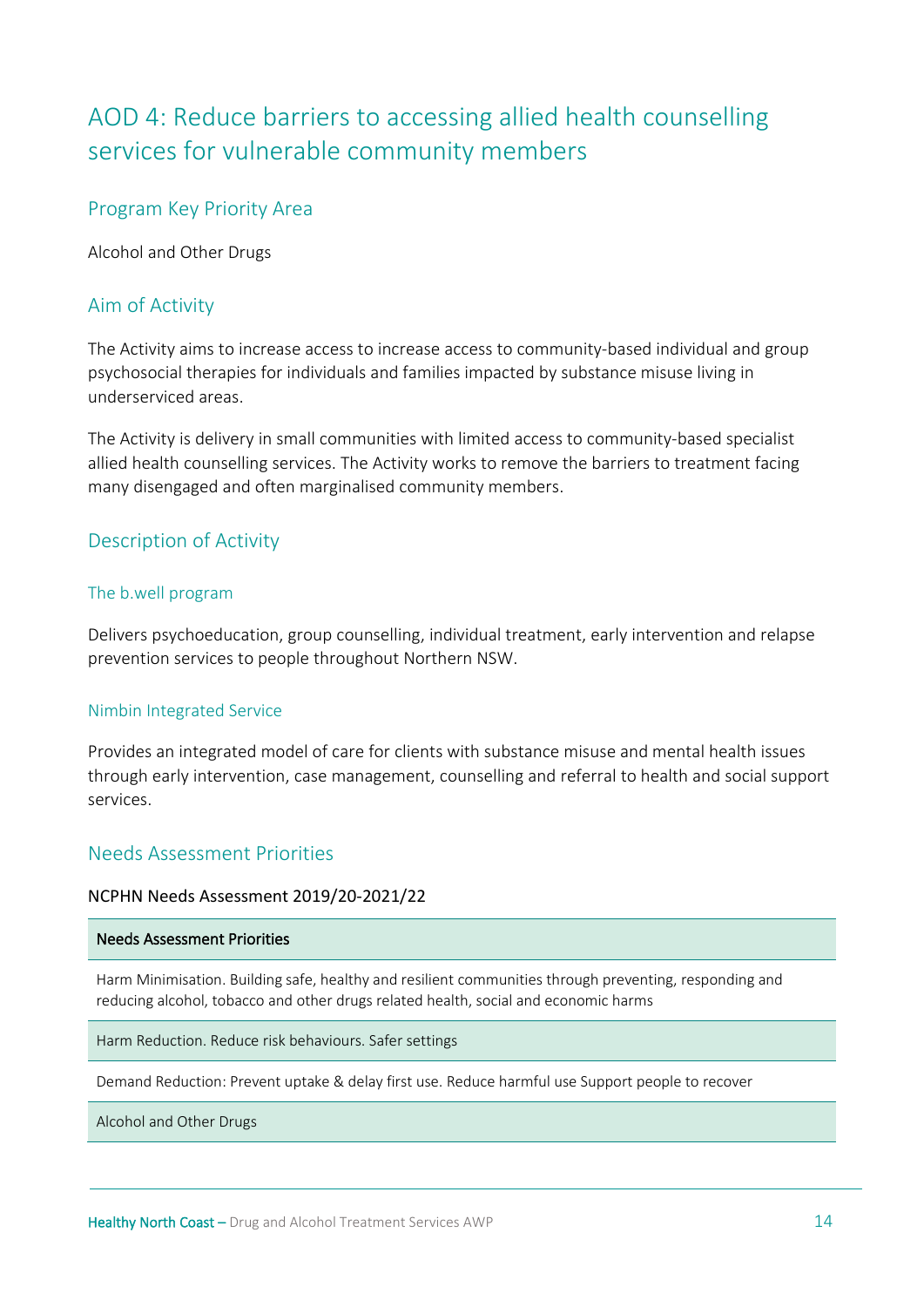# AOD 4: Reduce barriers to accessing allied health counselling services for vulnerable community members

## Program Key Priority Area

Alcohol and Other Drugs

## Aim of Activity

The Activity aims to increase access to increase access to community-based individual and group psychosocial therapies for individuals and families impacted by substance misuse living in underserviced areas.

The Activity is delivery in small communities with limited access to community-based specialist allied health counselling services. The Activity works to remove the barriers to treatment facing many disengaged and often marginalised community members.

## Description of Activity

### The b.well program

Delivers psychoeducation, group counselling, individual treatment, early intervention and relapse prevention services to people throughout Northern NSW.

### Nimbin Integrated Service

Provides an integrated model of care for clients with substance misuse and mental health issues through early intervention, case management, counselling and referral to health and social support services.

## Needs Assessment Priorities

NCPHN Needs Assessment 2019/20-2021/22

| Needs Assessment Priorities |
| --- |
| Harm Minimisation. Building safe, healthy and resilient communities through preventing, responding and reducing alcohol, tobacco and other drugs related health, social and economic harms |
| Harm Reduction. Reduce risk behaviours. Safer settings |
| Demand Reduction: Prevent uptake & delay first use. Reduce harmful use Support people to recover |
| Alcohol and Other Drugs |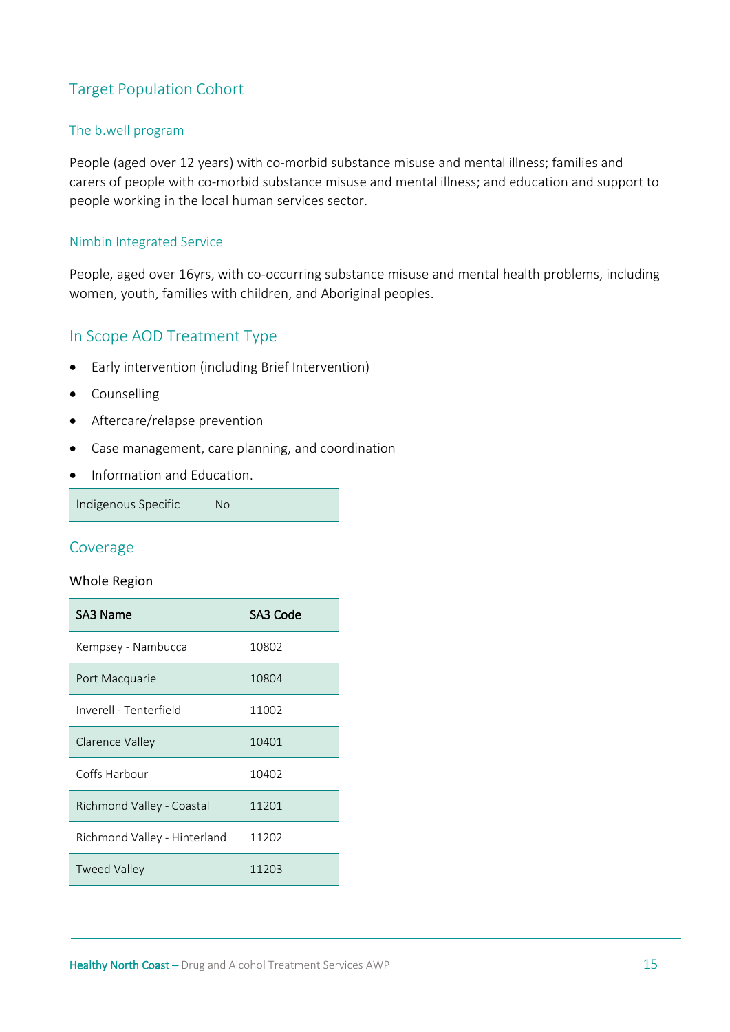## Target Population Cohort

### The b.well program

People (aged over 12 years) with co-morbid substance misuse and mental illness; families and carers of people with co-morbid substance misuse and mental illness; and education and support to people working in the local human services sector.

### Nimbin Integrated Service

People, aged over 16yrs, with co-occurring substance misuse and mental health problems, including women, youth, families with children, and Aboriginal peoples.

## In Scope AOD Treatment Type

- Early intervention (including Brief Intervention)
- Counselling
- Aftercare/relapse prevention
- Case management, care planning, and coordination
- Information and Education.

| Indigenous Specific | No |
|---|---|

## Coverage

Whole Region

| SA3 Name | SA3 Code |
|---|---|
| Kempsey - Nambucca | 10802 |
| Port Macquarie | 10804 |
| Inverell - Tenterfield | 11002 |
| Clarence Valley | 10401 |
| Coffs Harbour | 10402 |
| Richmond Valley - Coastal | 11201 |
| Richmond Valley - Hinterland | 11202 |
| Tweed Valley | 11203 |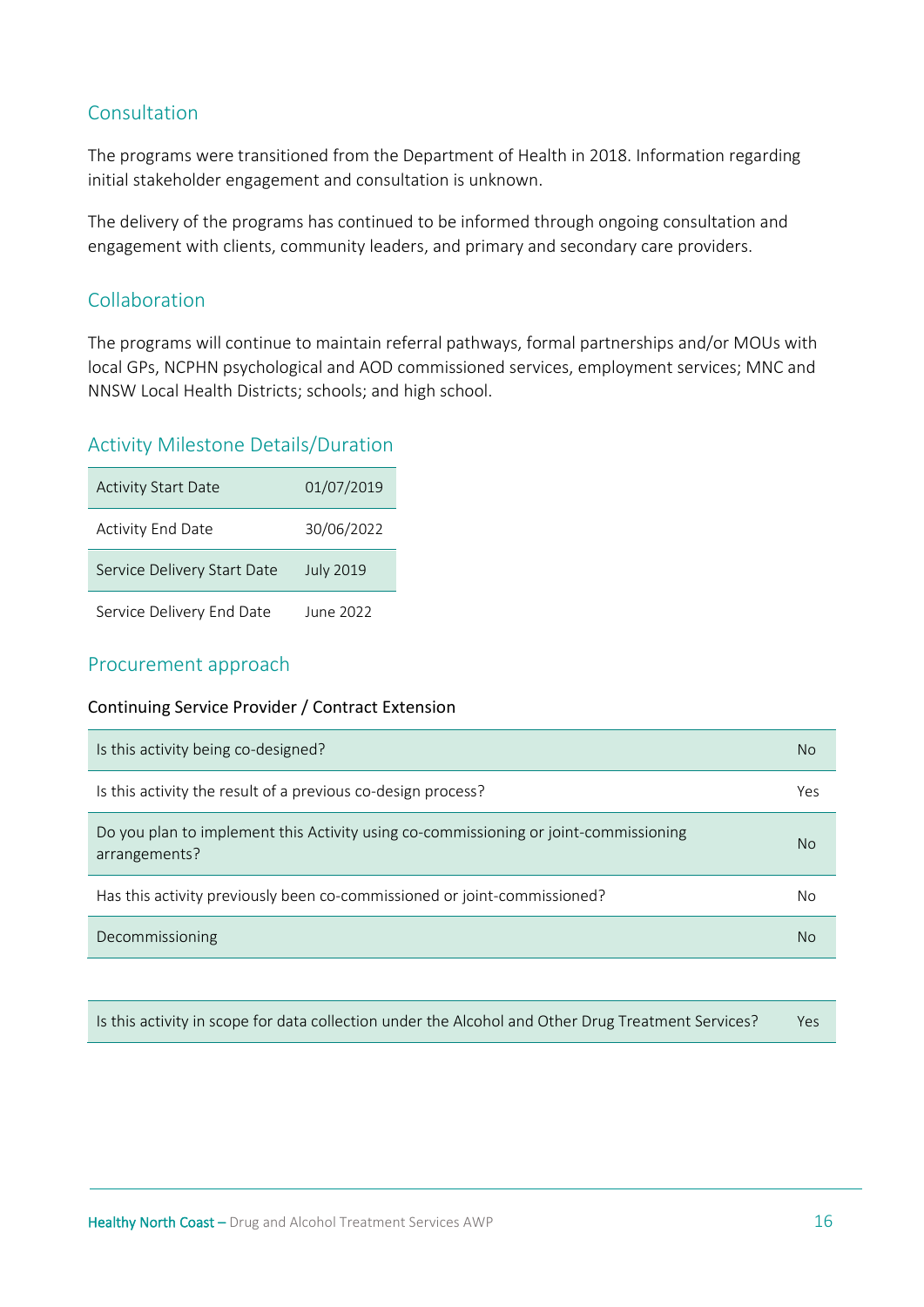## Consultation

The programs were transitioned from the Department of Health in 2018. Information regarding initial stakeholder engagement and consultation is unknown.

The delivery of the programs has continued to be informed through ongoing consultation and engagement with clients, community leaders, and primary and secondary care providers.

## Collaboration

The programs will continue to maintain referral pathways, formal partnerships and/or MOUs with local GPs, NCPHN psychological and AOD commissioned services, employment services; MNC and NNSW Local Health Districts; schools; and high school.

## Activity Milestone Details/Duration

| | |
|---|---|
| Activity Start Date | 01/07/2019 |
| Activity End Date | 30/06/2022 |
| Service Delivery Start Date | July 2019 |
| Service Delivery End Date | June 2022 |

## Procurement approach

Continuing Service Provider / Contract Extension

| | |
|---|---|
| Is this activity being co-designed? | No |
| Is this activity the result of a previous co-design process? | Yes |
| Do you plan to implement this Activity using co-commissioning or joint-commissioning arrangements? | No |
| Has this activity previously been co-commissioned or joint-commissioned? | No |
| Decommissioning | No |

| | |
|---|---|
| Is this activity in scope for data collection under the Alcohol and Other Drug Treatment Services? | Yes |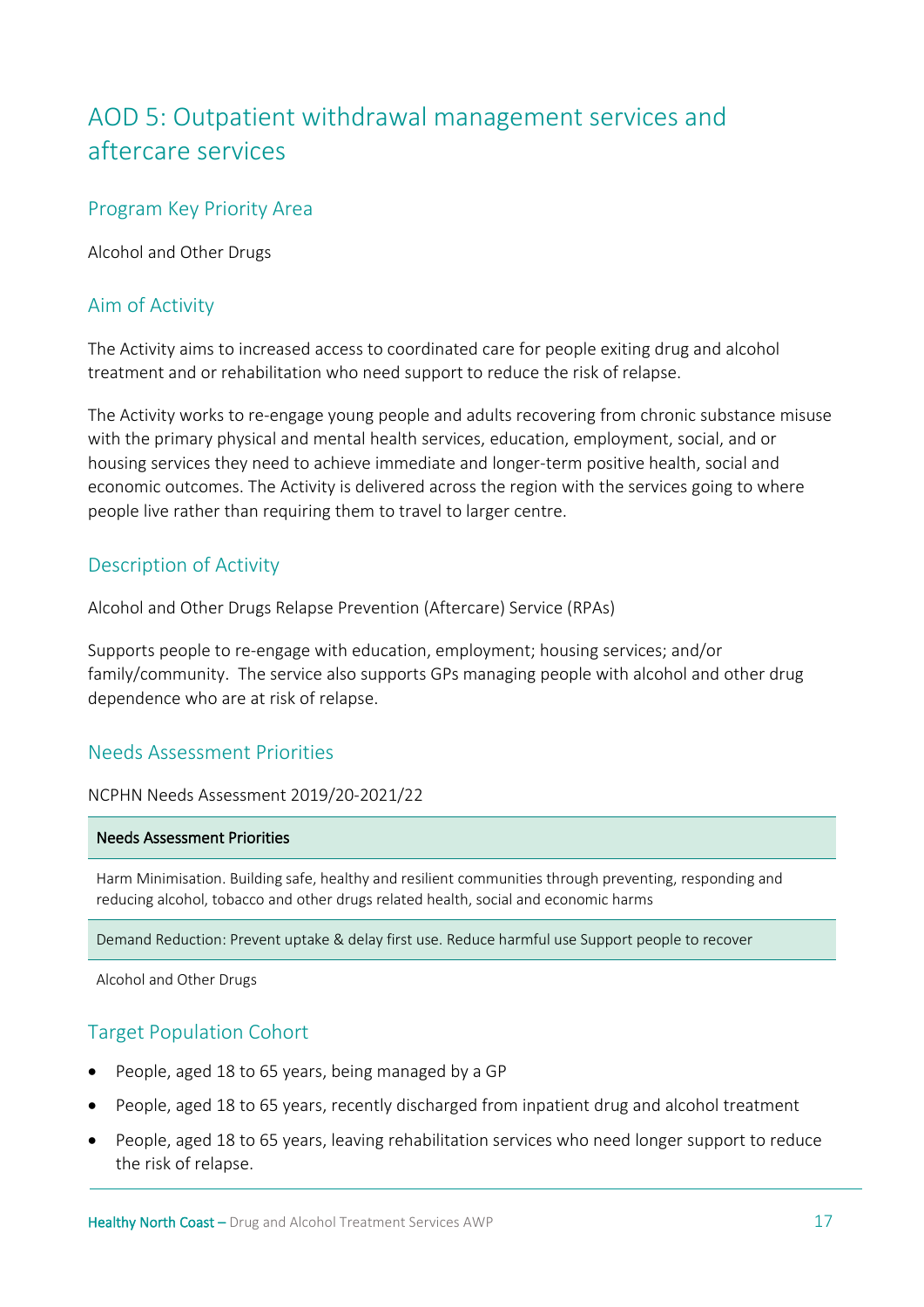# AOD 5: Outpatient withdrawal management services and aftercare services

## Program Key Priority Area

Alcohol and Other Drugs

## Aim of Activity

The Activity aims to increased access to coordinated care for people exiting drug and alcohol treatment and or rehabilitation who need support to reduce the risk of relapse.

The Activity works to re-engage young people and adults recovering from chronic substance misuse with the primary physical and mental health services, education, employment, social, and or housing services they need to achieve immediate and longer-term positive health, social and economic outcomes. The Activity is delivered across the region with the services going to where people live rather than requiring them to travel to larger centre.

## Description of Activity

Alcohol and Other Drugs Relapse Prevention (Aftercare) Service (RPAs)

Supports people to re-engage with education, employment; housing services; and/or family/community. The service also supports GPs managing people with alcohol and other drug dependence who are at risk of relapse.

## Needs Assessment Priorities

NCPHN Needs Assessment 2019/20-2021/22

| Needs Assessment Priorities |
|---|
| Harm Minimisation. Building safe, healthy and resilient communities through preventing, responding and reducing alcohol, tobacco and other drugs related health, social and economic harms |
| Demand Reduction: Prevent uptake & delay first use. Reduce harmful use Support people to recover |
| Alcohol and Other Drugs |

## Target Population Cohort

- People, aged 18 to 65 years, being managed by a GP
- People, aged 18 to 65 years, recently discharged from inpatient drug and alcohol treatment
- People, aged 18 to 65 years, leaving rehabilitation services who need longer support to reduce the risk of relapse.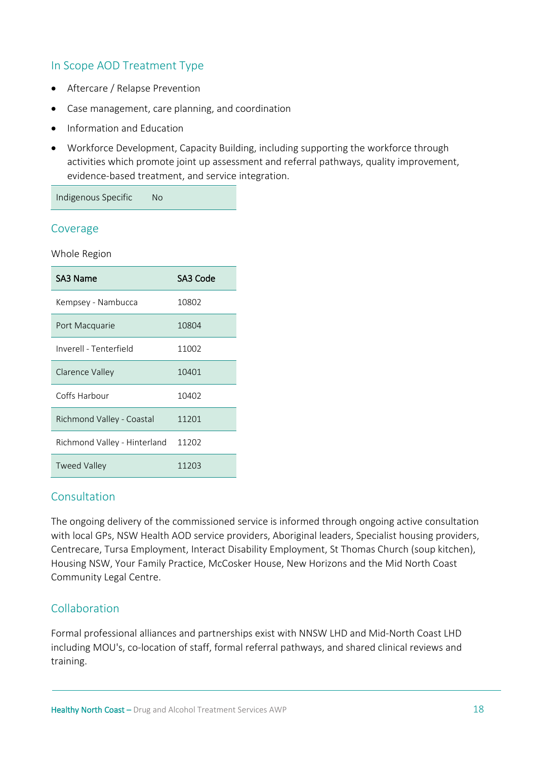## In Scope AOD Treatment Type

- Aftercare / Relapse Prevention
- Case management, care planning, and coordination
- Information and Education
- Workforce Development, Capacity Building, including supporting the workforce through activities which promote joint up assessment and referral pathways, quality improvement, evidence-based treatment, and service integration.

| Indigenous Specific | No |
|---|---|

## Coverage

Whole Region

| SA3 Name | SA3 Code |
|---|---|
| Kempsey - Nambucca | 10802 |
| Port Macquarie | 10804 |
| Inverell - Tenterfield | 11002 |
| Clarence Valley | 10401 |
| Coffs Harbour | 10402 |
| Richmond Valley - Coastal | 11201 |
| Richmond Valley - Hinterland | 11202 |
| Tweed Valley | 11203 |

## Consultation

The ongoing delivery of the commissioned service is informed through ongoing active consultation with local GPs, NSW Health AOD service providers, Aboriginal leaders, Specialist housing providers, Centrecare, Tursa Employment, Interact Disability Employment, St Thomas Church (soup kitchen), Housing NSW, Your Family Practice, McCosker House, New Horizons and the Mid North Coast Community Legal Centre.

## Collaboration

Formal professional alliances and partnerships exist with NNSW LHD and Mid-North Coast LHD including MOU's, co-location of staff, formal referral pathways, and shared clinical reviews and training.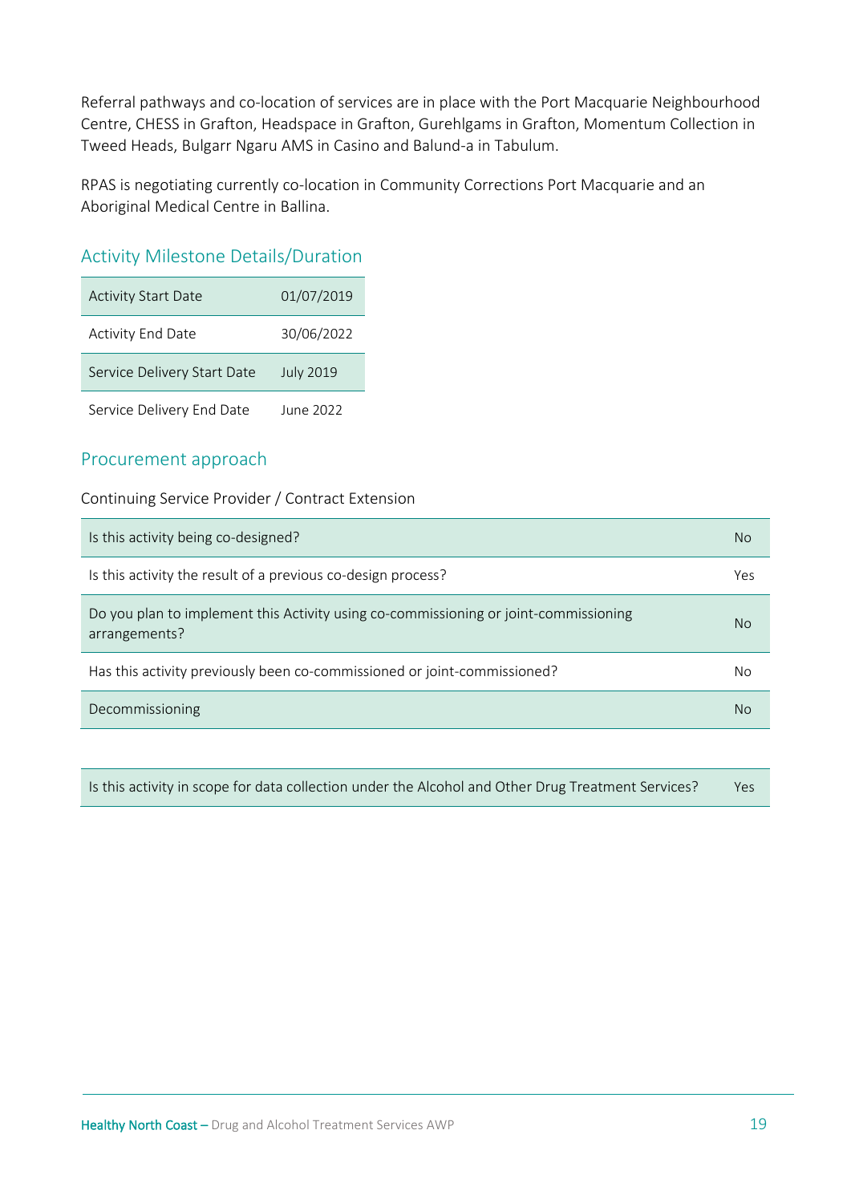Referral pathways and co-location of services are in place with the Port Macquarie Neighbourhood Centre, CHESS in Grafton, Headspace in Grafton, Gurehlgams in Grafton, Momentum Collection in Tweed Heads, Bulgarr Ngaru AMS in Casino and Balund-a in Tabulum.

RPAS is negotiating currently co-location in Community Corrections Port Macquarie and an Aboriginal Medical Centre in Ballina.

## Activity Milestone Details/Duration

| | |
|---|---|
| Activity Start Date | 01/07/2019 |
| Activity End Date | 30/06/2022 |
| Service Delivery Start Date | July 2019 |
| Service Delivery End Date | June 2022 |

## Procurement approach

Continuing Service Provider / Contract Extension

| | |
|---|---|
| Is this activity being co-designed? | No |
| Is this activity the result of a previous co-design process? | Yes |
| Do you plan to implement this Activity using co-commissioning or joint-commissioning arrangements? | No |
| Has this activity previously been co-commissioned or joint-commissioned? | No |
| Decommissioning | No |

| | |
|---|---|
| Is this activity in scope for data collection under the Alcohol and Other Drug Treatment Services? | Yes |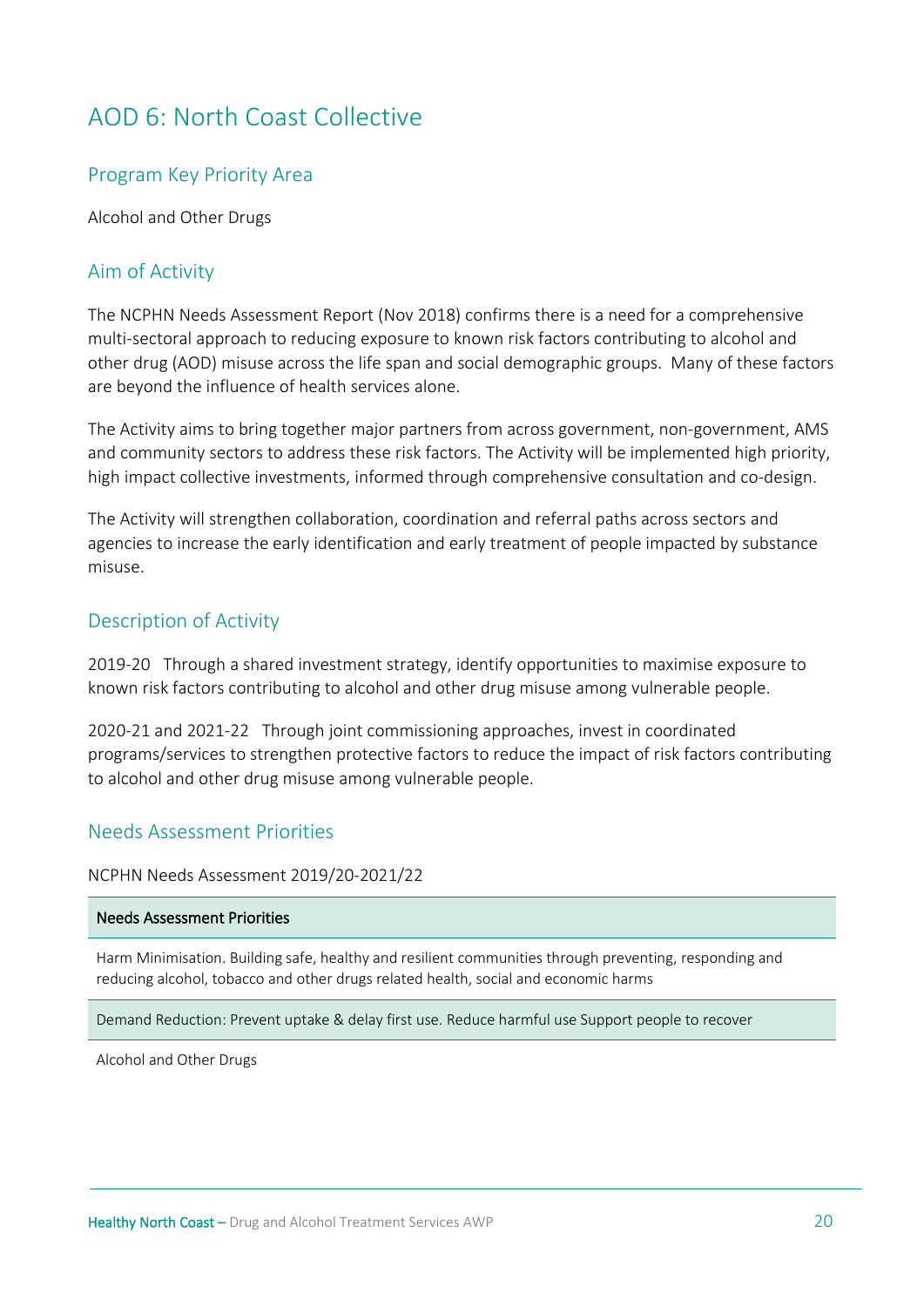# AOD 6: North Coast Collective

## Program Key Priority Area

Alcohol and Other Drugs

## Aim of Activity

The NCPHN Needs Assessment Report (Nov 2018) confirms there is a need for a comprehensive multi-sectoral approach to reducing exposure to known risk factors contributing to alcohol and other drug (AOD) misuse across the life span and social demographic groups. Many of these factors are beyond the influence of health services alone.

The Activity aims to bring together major partners from across government, non-government, AMS and community sectors to address these risk factors. The Activity will be implemented high priority, high impact collective investments, informed through comprehensive consultation and co-design.

The Activity will strengthen collaboration, coordination and referral paths across sectors and agencies to increase the early identification and early treatment of people impacted by substance misuse.

## Description of Activity

2019-20 Through a shared investment strategy, identify opportunities to maximise exposure to known risk factors contributing to alcohol and other drug misuse among vulnerable people.

2020-21 and 2021-22 Through joint commissioning approaches, invest in coordinated programs/services to strengthen protective factors to reduce the impact of risk factors contributing to alcohol and other drug misuse among vulnerable people.

## Needs Assessment Priorities

NCPHN Needs Assessment 2019/20-2021/22

| Needs Assessment Priorities |
| --- |
| Harm Minimisation. Building safe, healthy and resilient communities through preventing, responding and reducing alcohol, tobacco and other drugs related health, social and economic harms |
| Demand Reduction: Prevent uptake & delay first use. Reduce harmful use Support people to recover |
| Alcohol and Other Drugs |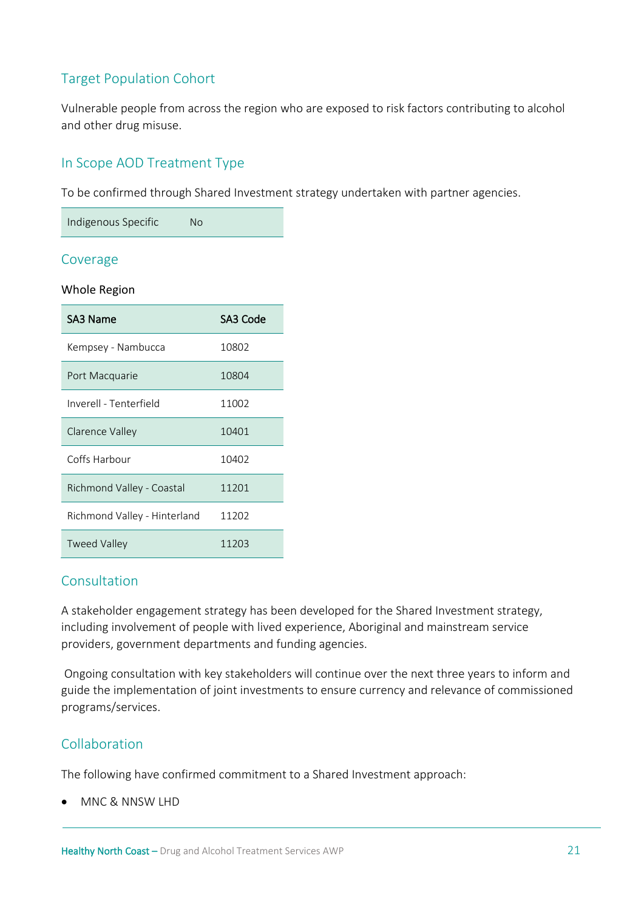## Target Population Cohort

Vulnerable people from across the region who are exposed to risk factors contributing to alcohol and other drug misuse.

## In Scope AOD Treatment Type

To be confirmed through Shared Investment strategy undertaken with partner agencies.

| Indigenous Specific | No |
|---|---|

## Coverage

Whole Region

| SA3 Name | SA3 Code |
|---|---|
| Kempsey - Nambucca | 10802 |
| Port Macquarie | 10804 |
| Inverell - Tenterfield | 11002 |
| Clarence Valley | 10401 |
| Coffs Harbour | 10402 |
| Richmond Valley - Coastal | 11201 |
| Richmond Valley - Hinterland | 11202 |
| Tweed Valley | 11203 |

## Consultation

A stakeholder engagement strategy has been developed for the Shared Investment strategy, including involvement of people with lived experience, Aboriginal and mainstream service providers, government departments and funding agencies.

Ongoing consultation with key stakeholders will continue over the next three years to inform and guide the implementation of joint investments to ensure currency and relevance of commissioned programs/services.

## Collaboration

The following have confirmed commitment to a Shared Investment approach:

- MNC & NNSW LHD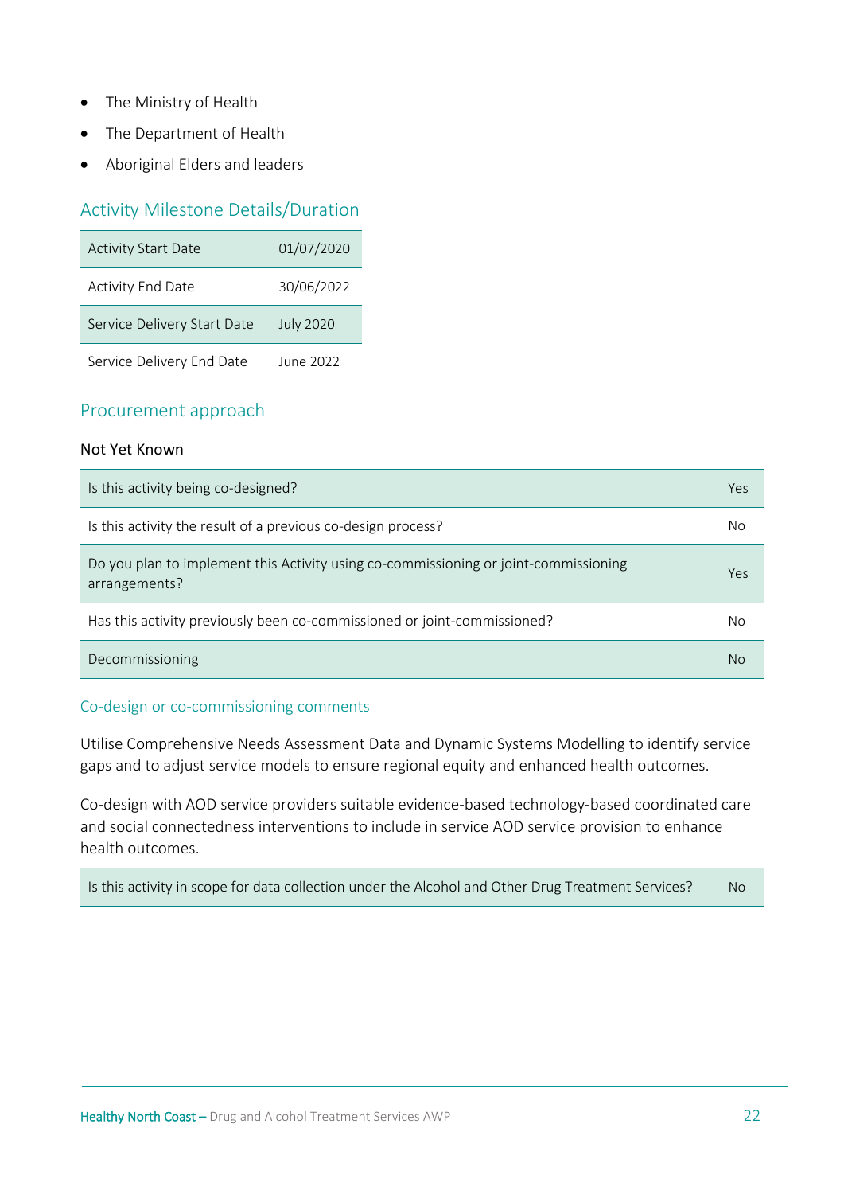- The Ministry of Health
- The Department of Health
- Aboriginal Elders and leaders

## Activity Milestone Details/Duration

| | |
|---|---|
| Activity Start Date | 01/07/2020 |
| Activity End Date | 30/06/2022 |
| Service Delivery Start Date | July 2020 |
| Service Delivery End Date | June 2022 |

## Procurement approach

Not Yet Known

| | |
|---|---|
| Is this activity being co-designed? | Yes |
| Is this activity the result of a previous co-design process? | No |
| Do you plan to implement this Activity using co-commissioning or joint-commissioning arrangements? | Yes |
| Has this activity previously been co-commissioned or joint-commissioned? | No |
| Decommissioning | No |

### Co-design or co-commissioning comments

Utilise Comprehensive Needs Assessment Data and Dynamic Systems Modelling to identify service gaps and to adjust service models to ensure regional equity and enhanced health outcomes.

Co-design with AOD service providers suitable evidence-based technology-based coordinated care and social connectedness interventions to include in service AOD service provision to enhance health outcomes.

| | |
|---|---|
| Is this activity in scope for data collection under the Alcohol and Other Drug Treatment Services? | No |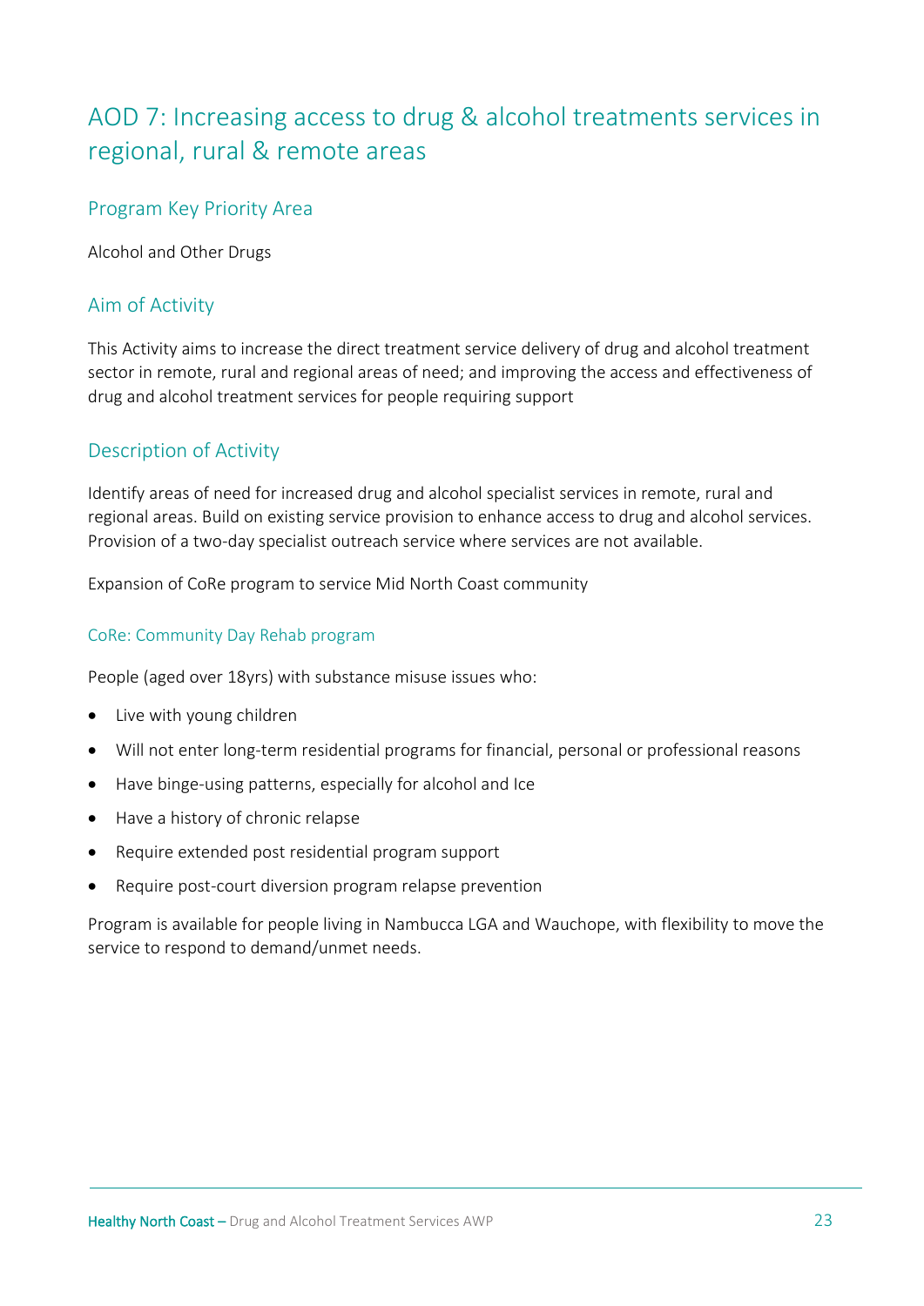# AOD 7: Increasing access to drug & alcohol treatments services in regional, rural & remote areas

## Program Key Priority Area

Alcohol and Other Drugs

## Aim of Activity

This Activity aims to increase the direct treatment service delivery of drug and alcohol treatment sector in remote, rural and regional areas of need; and improving the access and effectiveness of drug and alcohol treatment services for people requiring support

## Description of Activity

Identify areas of need for increased drug and alcohol specialist services in remote, rural and regional areas. Build on existing service provision to enhance access to drug and alcohol services. Provision of a two-day specialist outreach service where services are not available.

Expansion of CoRe program to service Mid North Coast community

### CoRe: Community Day Rehab program

People (aged over 18yrs) with substance misuse issues who:

- Live with young children
- Will not enter long-term residential programs for financial, personal or professional reasons
- Have binge-using patterns, especially for alcohol and Ice
- Have a history of chronic relapse
- Require extended post residential program support
- Require post-court diversion program relapse prevention

Program is available for people living in Nambucca LGA and Wauchope, with flexibility to move the service to respond to demand/unmet needs.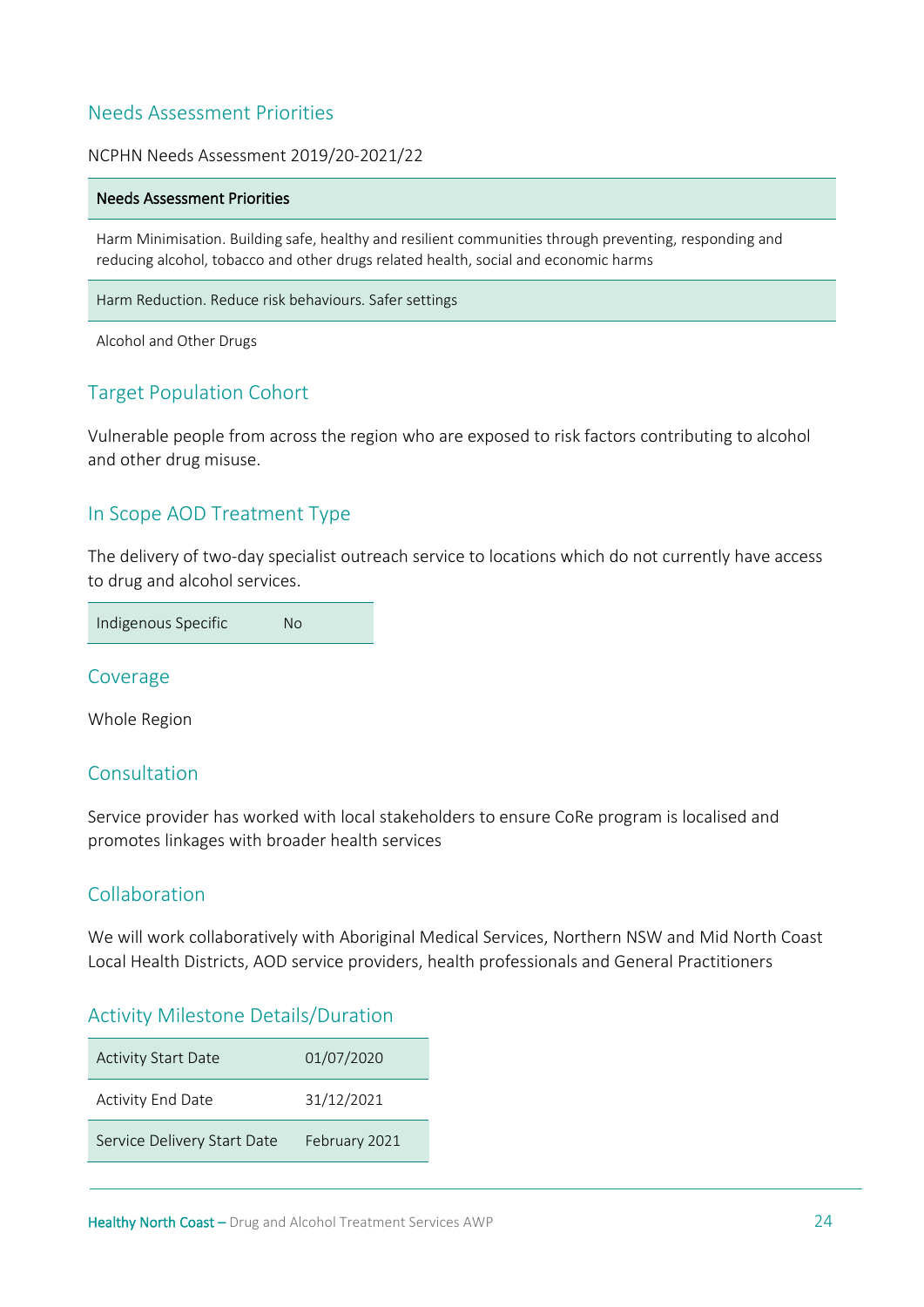## Needs Assessment Priorities

NCPHN Needs Assessment 2019/20-2021/22

| Needs Assessment Priorities |
|---|
| Harm Minimisation. Building safe, healthy and resilient communities through preventing, responding and reducing alcohol, tobacco and other drugs related health, social and economic harms |
| Harm Reduction. Reduce risk behaviours. Safer settings |
| Alcohol and Other Drugs |

## Target Population Cohort

Vulnerable people from across the region who are exposed to risk factors contributing to alcohol and other drug misuse.

## In Scope AOD Treatment Type

The delivery of two-day specialist outreach service to locations which do not currently have access to drug and alcohol services.

| Indigenous Specific | No |
|---|---|

## Coverage

Whole Region

## Consultation

Service provider has worked with local stakeholders to ensure CoRe program is localised and promotes linkages with broader health services

## Collaboration

We will work collaboratively with Aboriginal Medical Services, Northern NSW and Mid North Coast Local Health Districts, AOD service providers, health professionals and General Practitioners

## Activity Milestone Details/Duration

| Activity Start Date | 01/07/2020 |
|---|---|
| Activity End Date | 31/12/2021 |
| Service Delivery Start Date | February 2021 |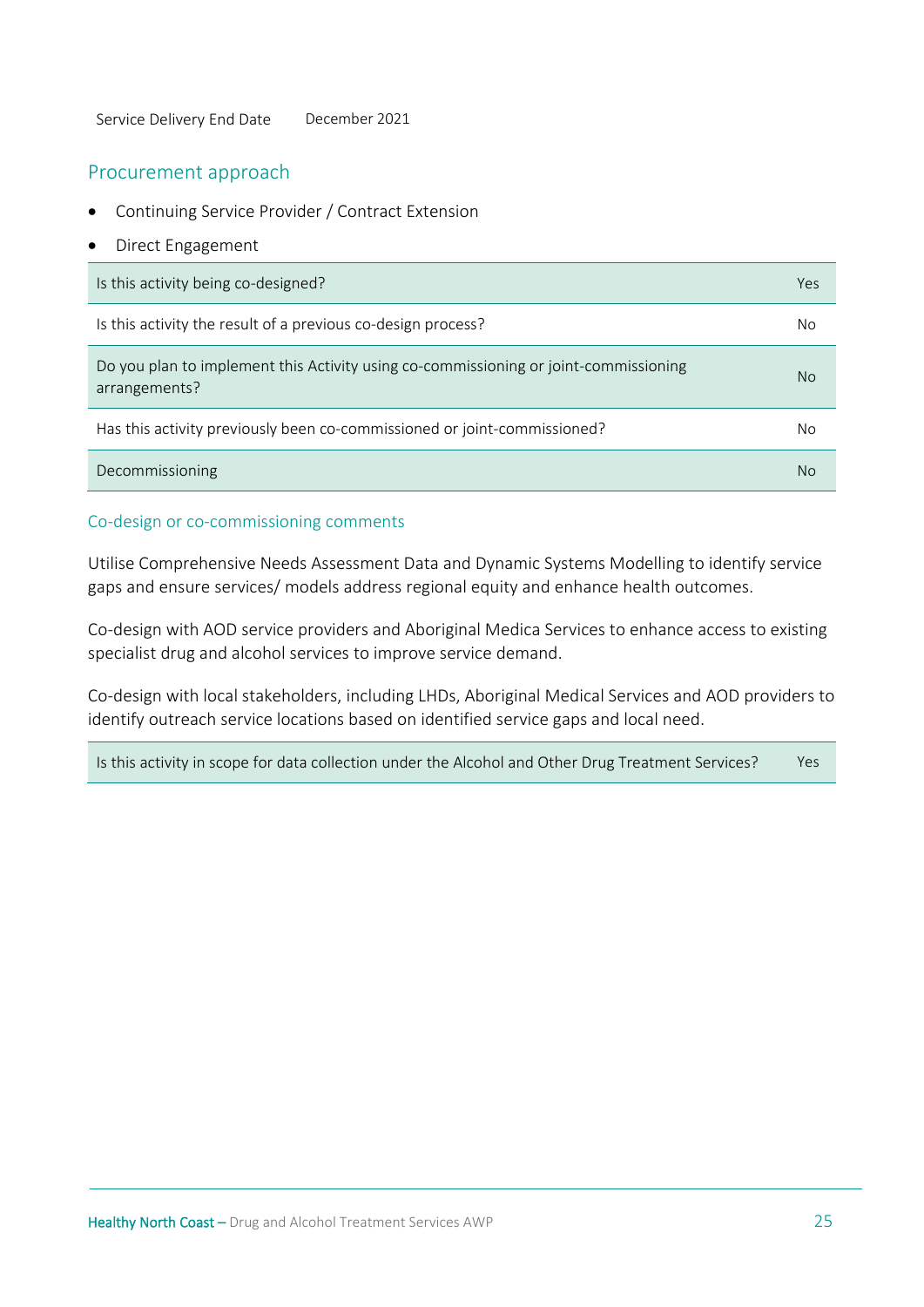| | |
|---|---|
| Service Delivery End Date | December 2021 |

## Procurement approach

- Continuing Service Provider / Contract Extension
- Direct Engagement

| | |
|---|---|
| Is this activity being co-designed? | Yes |
| Is this activity the result of a previous co-design process? | No |
| Do you plan to implement this Activity using co-commissioning or joint-commissioning arrangements? | No |
| Has this activity previously been co-commissioned or joint-commissioned? | No |
| Decommissioning | No |

### Co-design or co-commissioning comments

Utilise Comprehensive Needs Assessment Data and Dynamic Systems Modelling to identify service gaps and ensure services/ models address regional equity and enhance health outcomes.

Co-design with AOD service providers and Aboriginal Medica Services to enhance access to existing specialist drug and alcohol services to improve service demand.

Co-design with local stakeholders, including LHDs, Aboriginal Medical Services and AOD providers to identify outreach service locations based on identified service gaps and local need.

| | |
|---|---|
| Is this activity in scope for data collection under the Alcohol and Other Drug Treatment Services? | Yes |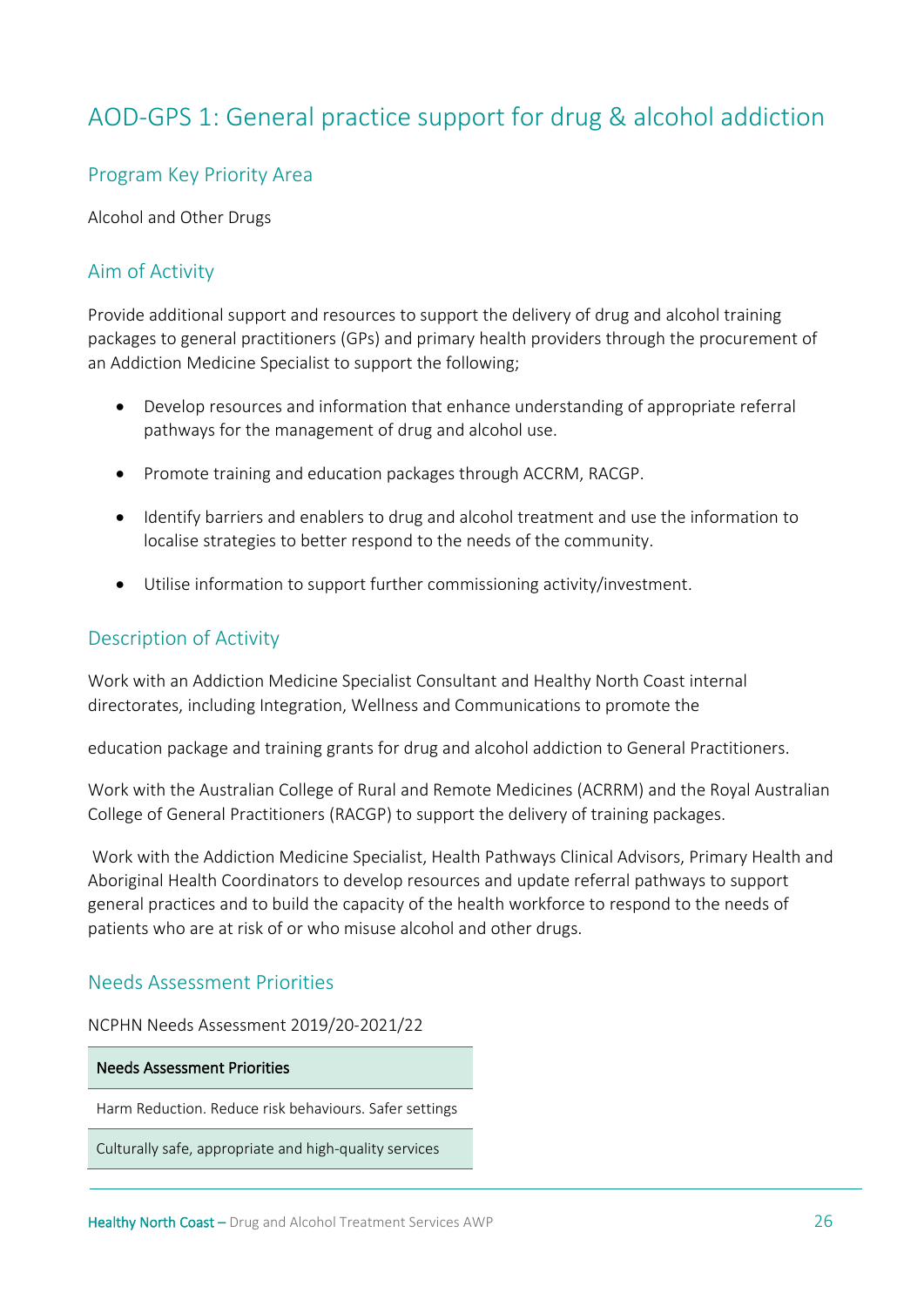# AOD-GPS 1: General practice support for drug & alcohol addiction

## Program Key Priority Area

Alcohol and Other Drugs

## Aim of Activity

Provide additional support and resources to support the delivery of drug and alcohol training packages to general practitioners (GPs) and primary health providers through the procurement of an Addiction Medicine Specialist to support the following;

- Develop resources and information that enhance understanding of appropriate referral pathways for the management of drug and alcohol use.
- Promote training and education packages through ACCRM, RACGP.
- Identify barriers and enablers to drug and alcohol treatment and use the information to localise strategies to better respond to the needs of the community.
- Utilise information to support further commissioning activity/investment.

## Description of Activity

Work with an Addiction Medicine Specialist Consultant and Healthy North Coast internal directorates, including Integration, Wellness and Communications to promote the

education package and training grants for drug and alcohol addiction to General Practitioners.

Work with the Australian College of Rural and Remote Medicines (ACRRM) and the Royal Australian College of General Practitioners (RACGP) to support the delivery of training packages.

Work with the Addiction Medicine Specialist, Health Pathways Clinical Advisors, Primary Health and Aboriginal Health Coordinators to develop resources and update referral pathways to support general practices and to build the capacity of the health workforce to respond to the needs of patients who are at risk of or who misuse alcohol and other drugs.

## Needs Assessment Priorities

NCPHN Needs Assessment 2019/20-2021/22

| Needs Assessment Priorities |
|---|
| Harm Reduction. Reduce risk behaviours. Safer settings |
| Culturally safe, appropriate and high-quality services |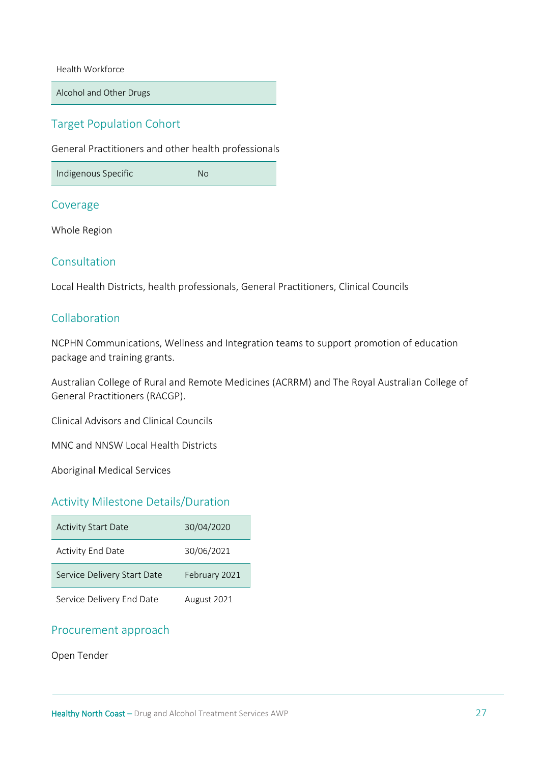| Health Workforce |
| --- |
| Alcohol and Other Drugs |

## Target Population Cohort

General Practitioners and other health professionals

| Indigenous Specific | No |
| --- | --- |

## Coverage

Whole Region

## Consultation

Local Health Districts, health professionals, General Practitioners, Clinical Councils

## Collaboration

NCPHN Communications, Wellness and Integration teams to support promotion of education package and training grants.

Australian College of Rural and Remote Medicines (ACRRM) and The Royal Australian College of General Practitioners (RACGP).

Clinical Advisors and Clinical Councils

MNC and NNSW Local Health Districts

Aboriginal Medical Services

## Activity Milestone Details/Duration

| Activity Start Date | 30/04/2020 |
| --- | --- |
| Activity End Date | 30/06/2021 |
| Service Delivery Start Date | February 2021 |
| Service Delivery End Date | August 2021 |

## Procurement approach

Open Tender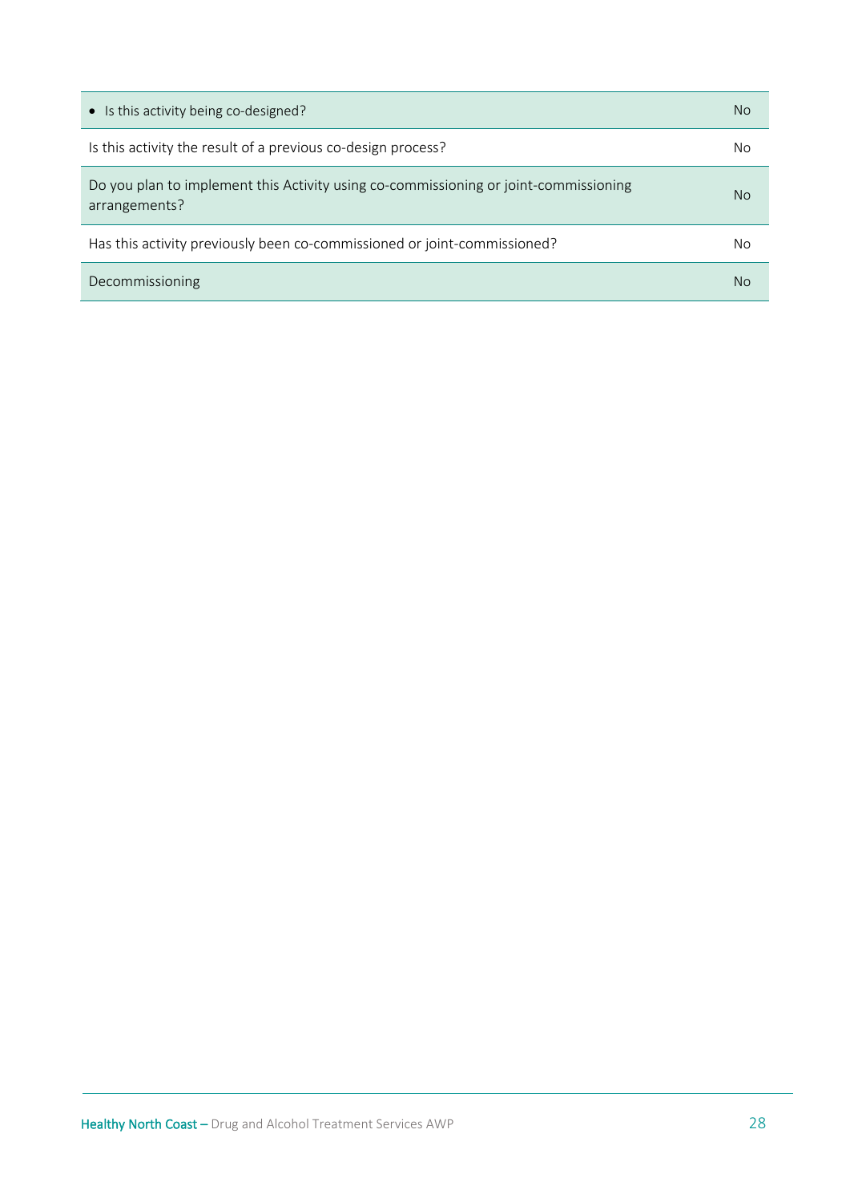| | |
|---|---|
| • Is this activity being co-designed? | No |
| Is this activity the result of a previous co-design process? | No |
| Do you plan to implement this Activity using co-commissioning or joint-commissioning arrangements? | No |
| Has this activity previously been co-commissioned or joint-commissioned? | No |
| Decommissioning | No |